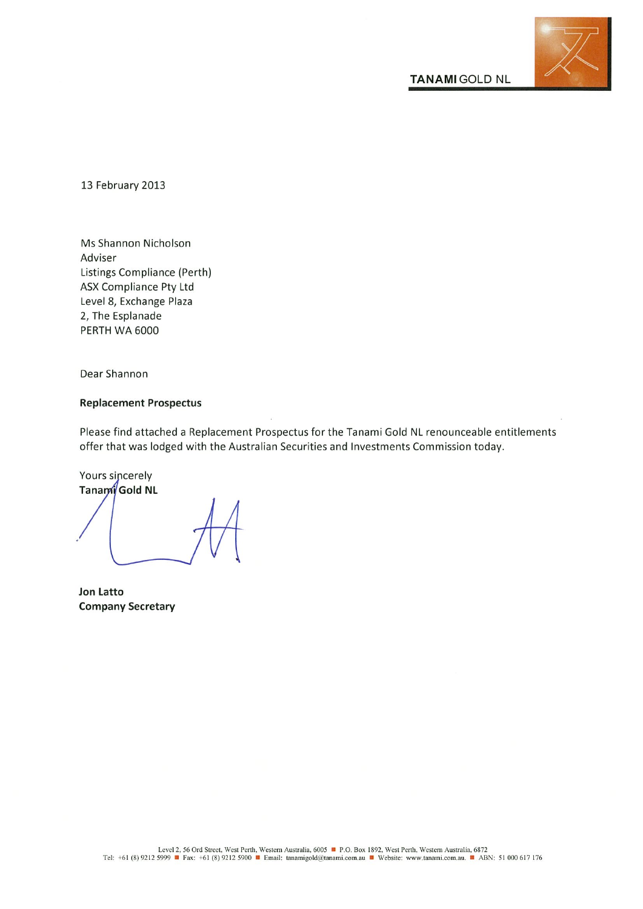TANAMI GOLD NL

13 February 2013

Ms Shannon Nicholson
Adviser
Listings Compliance (Perth)
ASX Compliance Pty Ltd
Level 8, Exchange Plaza
2, The Esplanade
PERTH WA 6000

Dear Shannon

**Replacement Prospectus**

Please find attached a Replacement Prospectus for the Tanami Gold NL renounceable entitlements offer that was lodged with the Australian Securities and Investments Commission today.

Yours sincerely
**Tanami Gold NL**

**Jon Latto**
**Company Secretary**

Level 2, 56 Ord Street, West Perth, Western Australia, 6005 ■ P.O. Box 1892, West Perth, Western Australia, 6872
Tel: +61 (8) 9212 5999 ■ Fax: +61 (8) 9212 5900 ■ Email: tanamigold@tanami.com.au ■ Website: www.tanami.com.au. ■ ABN: 51 000 617 176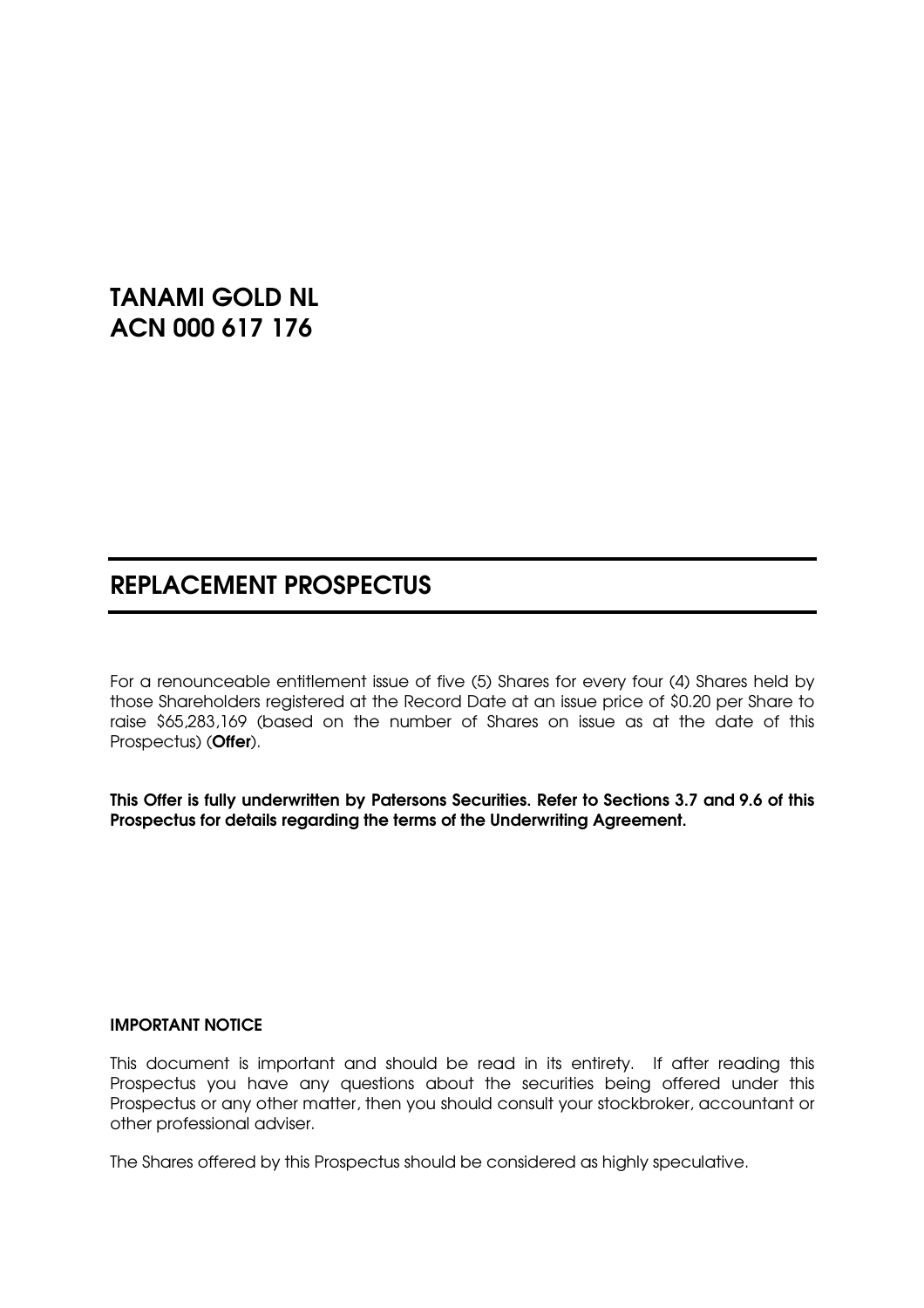# TANAMI GOLD NL
# ACN 000 617 176

## REPLACEMENT PROSPECTUS

For a renounceable entitlement issue of five (5) Shares for every four (4) Shares held by those Shareholders registered at the Record Date at an issue price of $0.20 per Share to raise $65,283,169 (based on the number of Shares on issue as at the date of this Prospectus) (**Offer**).

**This Offer is fully underwritten by Patersons Securities. Refer to Sections 3.7 and 9.6 of this Prospectus for details regarding the terms of the Underwriting Agreement.**

**IMPORTANT NOTICE**

This document is important and should be read in its entirety. If after reading this Prospectus you have any questions about the securities being offered under this Prospectus or any other matter, then you should consult your stockbroker, accountant or other professional adviser.

The Shares offered by this Prospectus should be considered as highly speculative.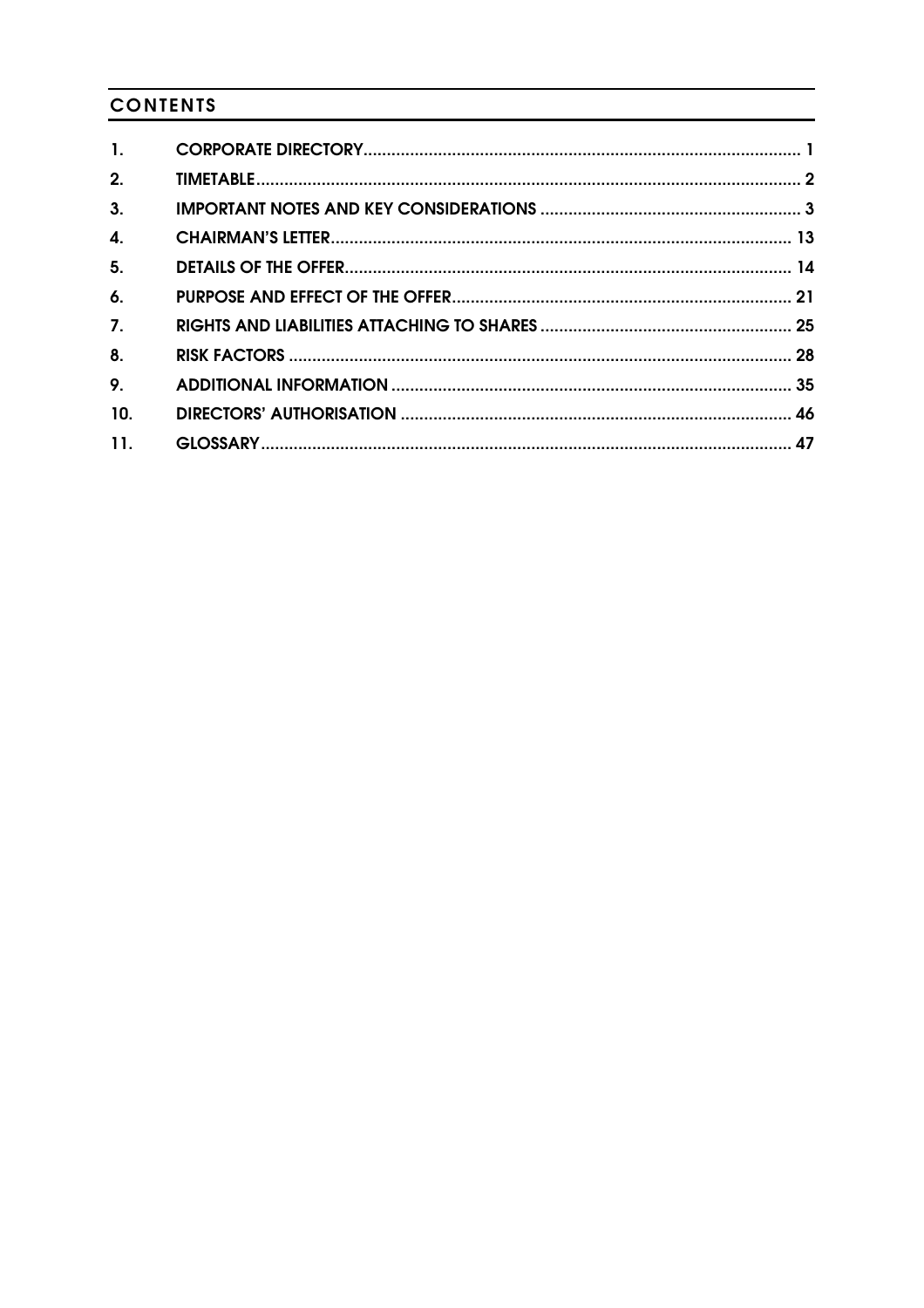## CONTENTS

| | | |
|---|---|---|
| 1. | CORPORATE DIRECTORY | 1 |
| 2. | TIMETABLE | 2 |
| 3. | IMPORTANT NOTES AND KEY CONSIDERATIONS | 3 |
| 4. | CHAIRMAN'S LETTER | 13 |
| 5. | DETAILS OF THE OFFER | 14 |
| 6. | PURPOSE AND EFFECT OF THE OFFER | 21 |
| 7. | RIGHTS AND LIABILITIES ATTACHING TO SHARES | 25 |
| 8. | RISK FACTORS | 28 |
| 9. | ADDITIONAL INFORMATION | 35 |
| 10. | DIRECTORS' AUTHORISATION | 46 |
| 11. | GLOSSARY | 47 |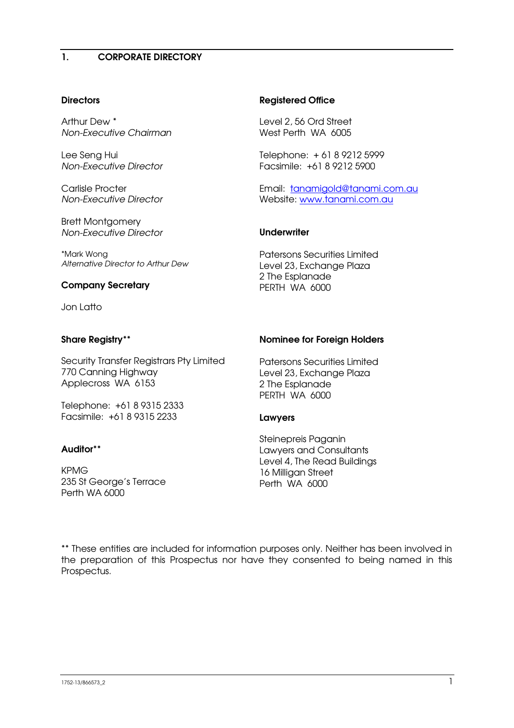# 1. CORPORATE DIRECTORY

**Directors**

Arthur Dew *
*Non-Executive Chairman*

Lee Seng Hui
*Non-Executive Director*

Carlisle Procter
*Non-Executive Director*

Brett Montgomery
*Non-Executive Director*

*Mark Wong
*Alternative Director to Arthur Dew*

**Company Secretary**

Jon Latto

**Share Registry****

Security Transfer Registrars Pty Limited
770 Canning Highway
Applecross WA 6153

Telephone: +61 8 9315 2333
Facsimile: +61 8 9315 2233

**Auditor****

KPMG
235 St George's Terrace
Perth WA 6000

**Registered Office**

Level 2, 56 Ord Street
West Perth WA 6005

Telephone: + 61 8 9212 5999
Facsimile: +61 8 9212 5900

Email: tanamigold@tanami.com.au
Website: www.tanami.com.au

**Underwriter**

Patersons Securities Limited
Level 23, Exchange Plaza
2 The Esplanade
PERTH WA 6000

**Nominee for Foreign Holders**

Patersons Securities Limited
Level 23, Exchange Plaza
2 The Esplanade
PERTH WA 6000

**Lawyers**

Steinepreis Paganin
Lawyers and Consultants
Level 4, The Read Buildings
16 Milligan Street
Perth WA 6000

** These entities are included for information purposes only. Neither has been involved in the preparation of this Prospectus nor have they consented to being named in this Prospectus.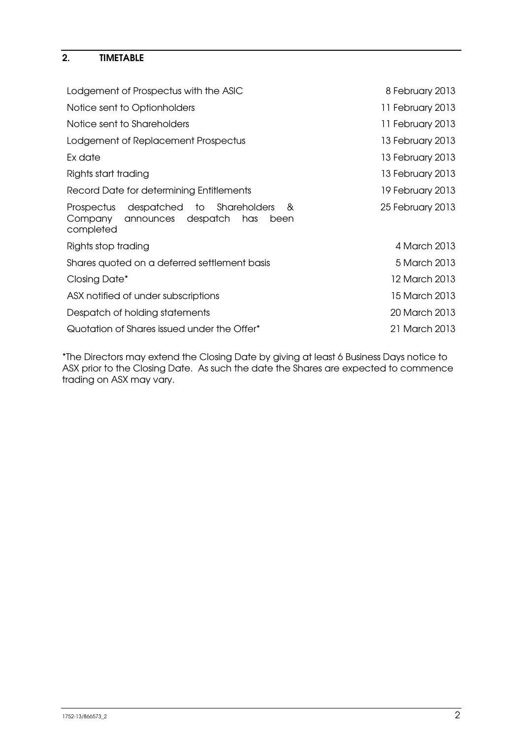## 2. TIMETABLE

| | |
|---|---|
| Lodgement of Prospectus with the ASIC | 8 February 2013 |
| Notice sent to Optionholders | 11 February 2013 |
| Notice sent to Shareholders | 11 February 2013 |
| Lodgement of Replacement Prospectus | 13 February 2013 |
| Ex date | 13 February 2013 |
| Rights start trading | 13 February 2013 |
| Record Date for determining Entitlements | 19 February 2013 |
| Prospectus despatched to Shareholders & Company announces despatch has been completed | 25 February 2013 |
| Rights stop trading | 4 March 2013 |
| Shares quoted on a deferred settlement basis | 5 March 2013 |
| Closing Date* | 12 March 2013 |
| ASX notified of under subscriptions | 15 March 2013 |
| Despatch of holding statements | 20 March 2013 |
| Quotation of Shares issued under the Offer* | 21 March 2013 |

*The Directors may extend the Closing Date by giving at least 6 Business Days notice to ASX prior to the Closing Date. As such the date the Shares are expected to commence trading on ASX may vary.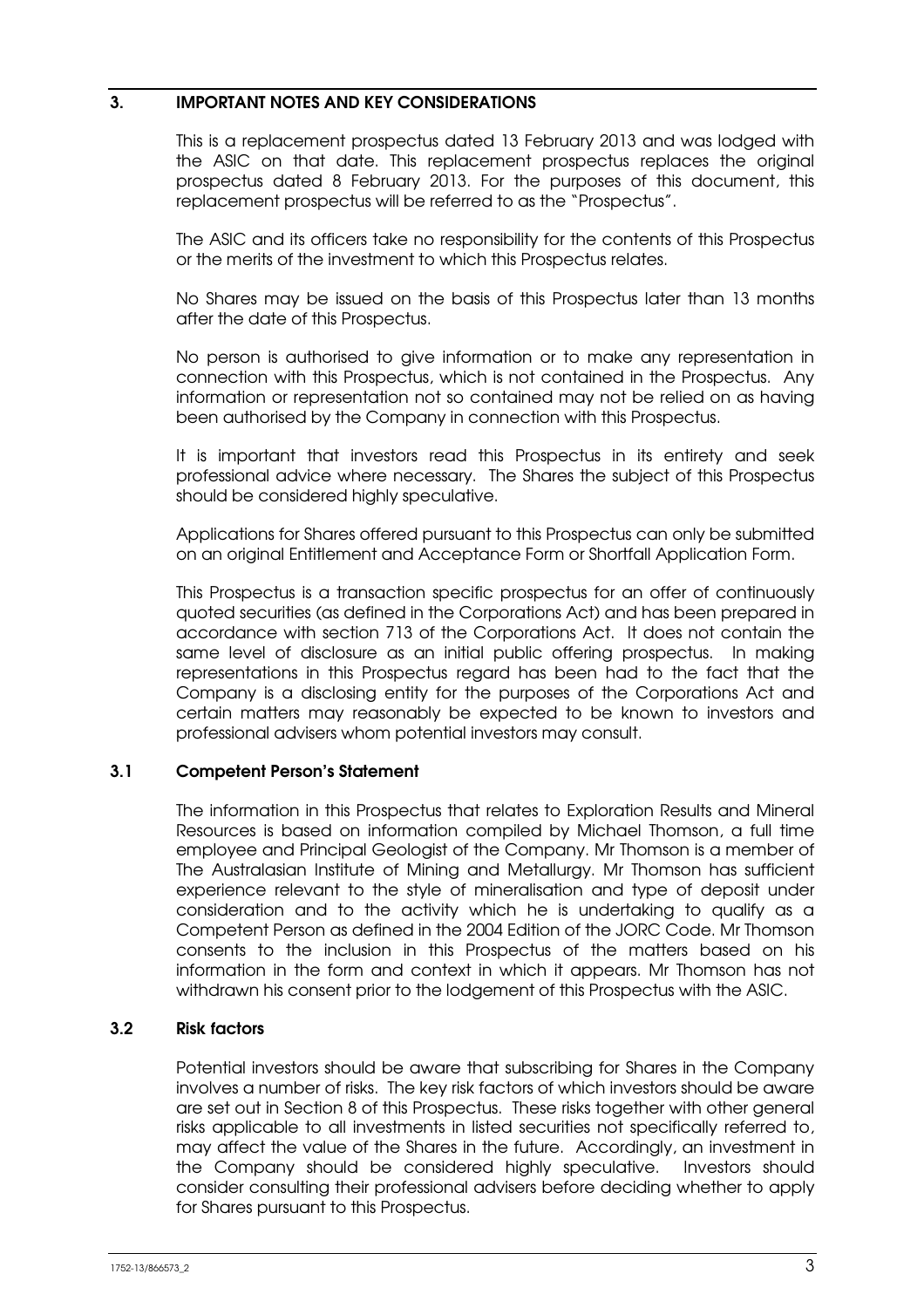## 3. IMPORTANT NOTES AND KEY CONSIDERATIONS

This is a replacement prospectus dated 13 February 2013 and was lodged with the ASIC on that date. This replacement prospectus replaces the original prospectus dated 8 February 2013. For the purposes of this document, this replacement prospectus will be referred to as the "Prospectus".

The ASIC and its officers take no responsibility for the contents of this Prospectus or the merits of the investment to which this Prospectus relates.

No Shares may be issued on the basis of this Prospectus later than 13 months after the date of this Prospectus.

No person is authorised to give information or to make any representation in connection with this Prospectus, which is not contained in the Prospectus. Any information or representation not so contained may not be relied on as having been authorised by the Company in connection with this Prospectus.

It is important that investors read this Prospectus in its entirety and seek professional advice where necessary. The Shares the subject of this Prospectus should be considered highly speculative.

Applications for Shares offered pursuant to this Prospectus can only be submitted on an original Entitlement and Acceptance Form or Shortfall Application Form.

This Prospectus is a transaction specific prospectus for an offer of continuously quoted securities (as defined in the Corporations Act) and has been prepared in accordance with section 713 of the Corporations Act. It does not contain the same level of disclosure as an initial public offering prospectus. In making representations in this Prospectus regard has been had to the fact that the Company is a disclosing entity for the purposes of the Corporations Act and certain matters may reasonably be expected to be known to investors and professional advisers whom potential investors may consult.

### 3.1 Competent Person's Statement

The information in this Prospectus that relates to Exploration Results and Mineral Resources is based on information compiled by Michael Thomson, a full time employee and Principal Geologist of the Company. Mr Thomson is a member of The Australasian Institute of Mining and Metallurgy. Mr Thomson has sufficient experience relevant to the style of mineralisation and type of deposit under consideration and to the activity which he is undertaking to qualify as a Competent Person as defined in the 2004 Edition of the JORC Code. Mr Thomson consents to the inclusion in this Prospectus of the matters based on his information in the form and context in which it appears. Mr Thomson has not withdrawn his consent prior to the lodgement of this Prospectus with the ASIC.

### 3.2 Risk factors

Potential investors should be aware that subscribing for Shares in the Company involves a number of risks. The key risk factors of which investors should be aware are set out in Section 8 of this Prospectus. These risks together with other general risks applicable to all investments in listed securities not specifically referred to, may affect the value of the Shares in the future. Accordingly, an investment in the Company should be considered highly speculative. Investors should consider consulting their professional advisers before deciding whether to apply for Shares pursuant to this Prospectus.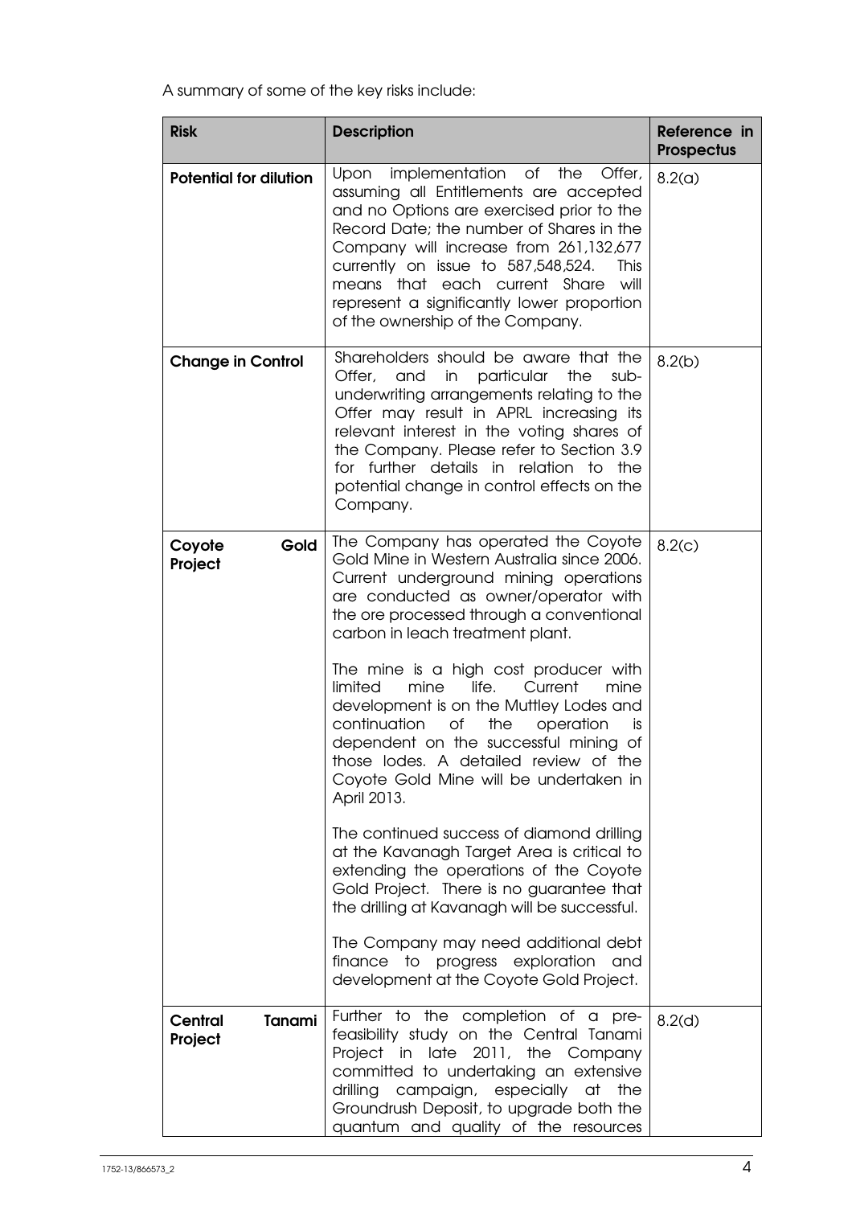A summary of some of the key risks include:

| Risk | Description | Reference in Prospectus |
|---|---|---|
| **Potential for dilution** | Upon implementation of the Offer, assuming all Entitlements are accepted and no Options are exercised prior to the Record Date; the number of Shares in the Company will increase from 261,132,677 currently on issue to 587,548,524. This means that each current Share will represent a significantly lower proportion of the ownership of the Company. | 8.2(a) |
| **Change in Control** | Shareholders should be aware that the Offer, and in particular the sub-underwriting arrangements relating to the Offer may result in APRL increasing its relevant interest in the voting shares of the Company. Please refer to Section 3.9 for further details in relation to the potential change in control effects on the Company. | 8.2(b) |
| **Coyote Gold Project** | The Company has operated the Coyote Gold Mine in Western Australia since 2006. Current underground mining operations are conducted as owner/operator with the ore processed through a conventional carbon in leach treatment plant.<br><br>The mine is a high cost producer with limited mine life. Current mine development is on the Muttley Lodes and continuation of the operation is dependent on the successful mining of those lodes. A detailed review of the Coyote Gold Mine will be undertaken in April 2013.<br><br>The continued success of diamond drilling at the Kavanagh Target Area is critical to extending the operations of the Coyote Gold Project. There is no guarantee that the drilling at Kavanagh will be successful.<br><br>The Company may need additional debt finance to progress exploration and development at the Coyote Gold Project. | 8.2(c) |
| **Central Tanami Project** | Further to the completion of a pre-feasibility study on the Central Tanami Project in late 2011, the Company committed to undertaking an extensive drilling campaign, especially at the Groundrush Deposit, to upgrade both the quantum and quality of the resources | 8.2(d) |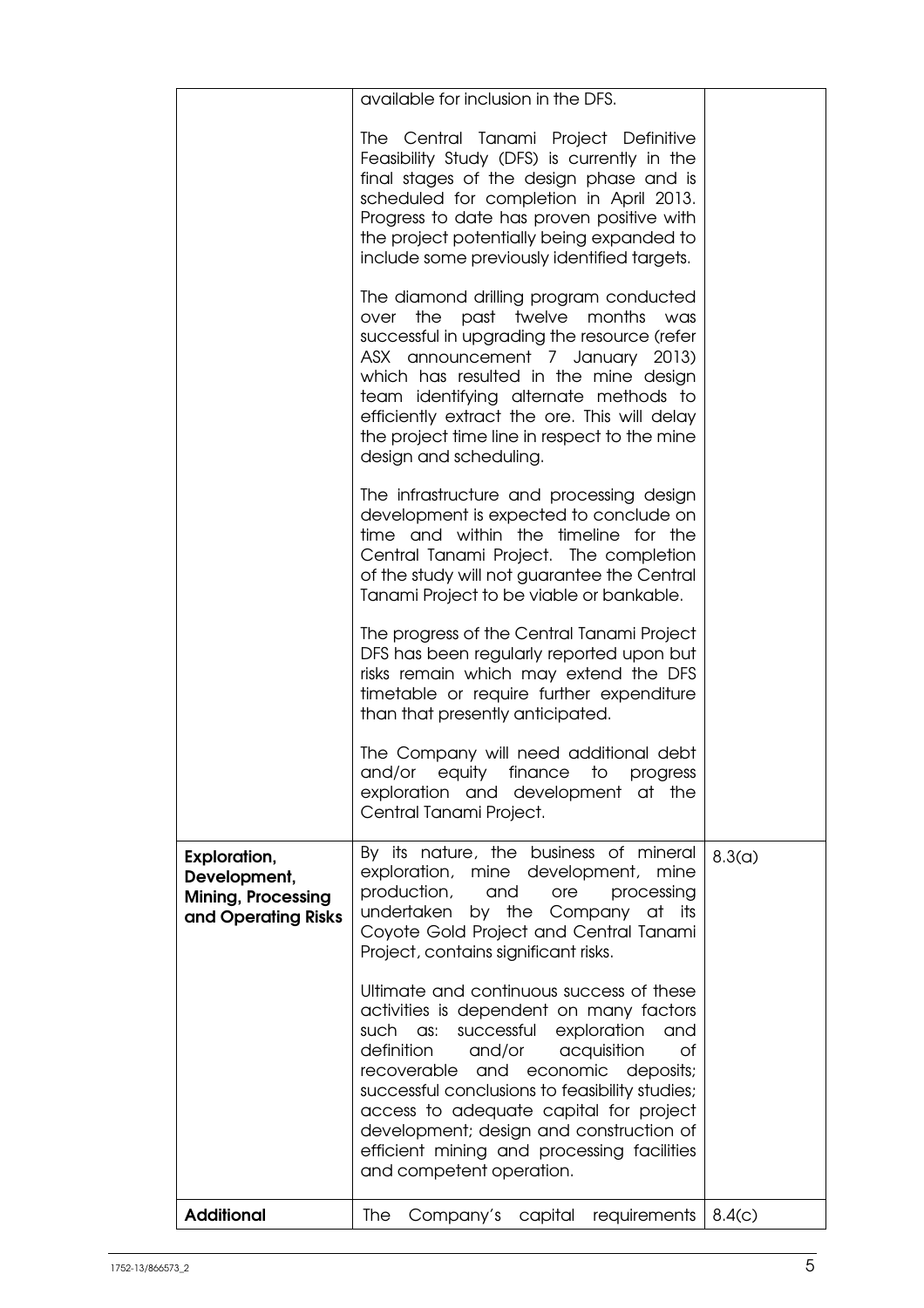| | | |
|---|---|---|
| | available for inclusion in the DFS.<br><br>The Central Tanami Project Definitive Feasibility Study (DFS) is currently in the final stages of the design phase and is scheduled for completion in April 2013. Progress to date has proven positive with the project potentially being expanded to include some previously identified targets.<br><br>The diamond drilling program conducted over the past twelve months was successful in upgrading the resource (refer ASX announcement 7 January 2013) which has resulted in the mine design team identifying alternate methods to efficiently extract the ore. This will delay the project time line in respect to the mine design and scheduling.<br><br>The infrastructure and processing design development is expected to conclude on time and within the timeline for the Central Tanami Project. The completion of the study will not guarantee the Central Tanami Project to be viable or bankable.<br><br>The progress of the Central Tanami Project DFS has been regularly reported upon but risks remain which may extend the DFS timetable or require further expenditure than that presently anticipated.<br><br>The Company will need additional debt and/or equity finance to progress exploration and development at the Central Tanami Project. | |
| **Exploration, Development, Mining, Processing and Operating Risks** | By its nature, the business of mineral exploration, mine development, mine production, and ore processing undertaken by the Company at its Coyote Gold Project and Central Tanami Project, contains significant risks.<br><br>Ultimate and continuous success of these activities is dependent on many factors such as: successful exploration and definition and/or acquisition of recoverable and economic deposits; successful conclusions to feasibility studies; access to adequate capital for project development; design and construction of efficient mining and processing facilities and competent operation. | 8.3(a) |
| **Additional** | The Company's capital requirements | 8.4(c) |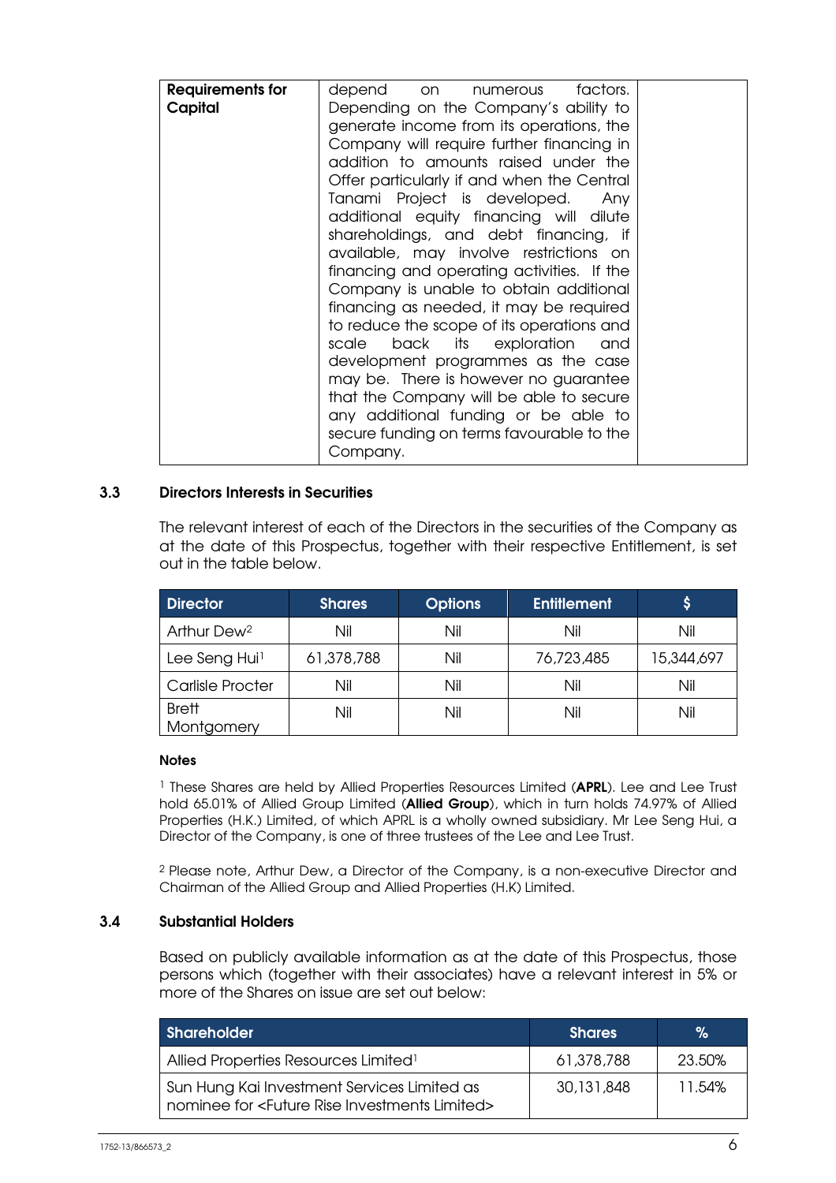| | | |
|---|---|---|
| **Requirements for Capital** | depend on numerous factors. Depending on the Company's ability to generate income from its operations, the Company will require further financing in addition to amounts raised under the Offer particularly if and when the Central Tanami Project is developed. Any additional equity financing will dilute shareholdings, and debt financing, if available, may involve restrictions on financing and operating activities. If the Company is unable to obtain additional financing as needed, it may be required to reduce the scope of its operations and scale back its exploration and development programmes as the case may be. There is however no guarantee that the Company will be able to secure any additional funding or be able to secure funding on terms favourable to the Company. | |

### 3.3 Directors Interests in Securities

The relevant interest of each of the Directors in the securities of the Company as at the date of this Prospectus, together with their respective Entitlement, is set out in the table below.

| Director | Shares | Options | Entitlement | $ |
|---|---|---|---|---|
| Arthur Dew[2] | Nil | Nil | Nil | Nil |
| Lee Seng Hui[1] | 61,378,788 | Nil | 76,723,485 | 15,344,697 |
| Carlisle Procter | Nil | Nil | Nil | Nil |
| Brett Montgomery | Nil | Nil | Nil | Nil |

**Notes**

[1] These Shares are held by Allied Properties Resources Limited (**APRL**). Lee and Lee Trust hold 65.01% of Allied Group Limited (**Allied Group**), which in turn holds 74.97% of Allied Properties (H.K.) Limited, of which APRL is a wholly owned subsidiary. Mr Lee Seng Hui, a Director of the Company, is one of three trustees of the Lee and Lee Trust.

[2] Please note, Arthur Dew, a Director of the Company, is a non-executive Director and Chairman of the Allied Group and Allied Properties (H.K) Limited.

### 3.4 Substantial Holders

Based on publicly available information as at the date of this Prospectus, those persons which (together with their associates) have a relevant interest in 5% or more of the Shares on issue are set out below:

| Shareholder | Shares | % |
|---|---|---|
| Allied Properties Resources Limited[1] | 61,378,788 | 23.50% |
| Sun Hung Kai Investment Services Limited as nominee for <Future Rise Investments Limited> | 30,131,848 | 11.54% |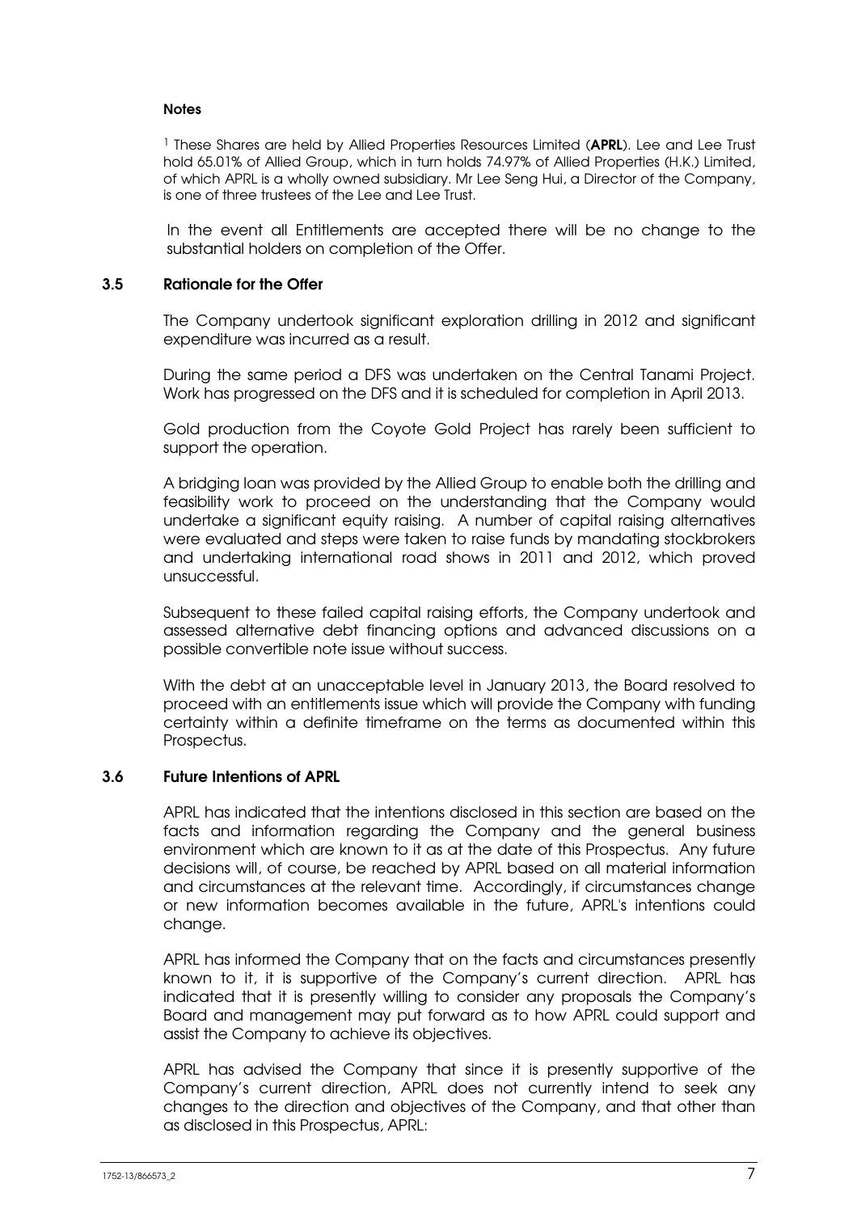**Notes**

[1] These Shares are held by Allied Properties Resources Limited (**APRL**). Lee and Lee Trust hold 65.01% of Allied Group, which in turn holds 74.97% of Allied Properties (H.K.) Limited, of which APRL is a wholly owned subsidiary. Mr Lee Seng Hui, a Director of the Company, is one of three trustees of the Lee and Lee Trust.

In the event all Entitlements are accepted there will be no change to the substantial holders on completion of the Offer.

### 3.5 Rationale for the Offer

The Company undertook significant exploration drilling in 2012 and significant expenditure was incurred as a result.

During the same period a DFS was undertaken on the Central Tanami Project. Work has progressed on the DFS and it is scheduled for completion in April 2013.

Gold production from the Coyote Gold Project has rarely been sufficient to support the operation.

A bridging loan was provided by the Allied Group to enable both the drilling and feasibility work to proceed on the understanding that the Company would undertake a significant equity raising. A number of capital raising alternatives were evaluated and steps were taken to raise funds by mandating stockbrokers and undertaking international road shows in 2011 and 2012, which proved unsuccessful.

Subsequent to these failed capital raising efforts, the Company undertook and assessed alternative debt financing options and advanced discussions on a possible convertible note issue without success.

With the debt at an unacceptable level in January 2013, the Board resolved to proceed with an entitlements issue which will provide the Company with funding certainty within a definite timeframe on the terms as documented within this Prospectus.

### 3.6 Future Intentions of APRL

APRL has indicated that the intentions disclosed in this section are based on the facts and information regarding the Company and the general business environment which are known to it as at the date of this Prospectus. Any future decisions will, of course, be reached by APRL based on all material information and circumstances at the relevant time. Accordingly, if circumstances change or new information becomes available in the future, APRL's intentions could change.

APRL has informed the Company that on the facts and circumstances presently known to it, it is supportive of the Company's current direction. APRL has indicated that it is presently willing to consider any proposals the Company's Board and management may put forward as to how APRL could support and assist the Company to achieve its objectives.

APRL has advised the Company that since it is presently supportive of the Company's current direction, APRL does not currently intend to seek any changes to the direction and objectives of the Company, and that other than as disclosed in this Prospectus, APRL: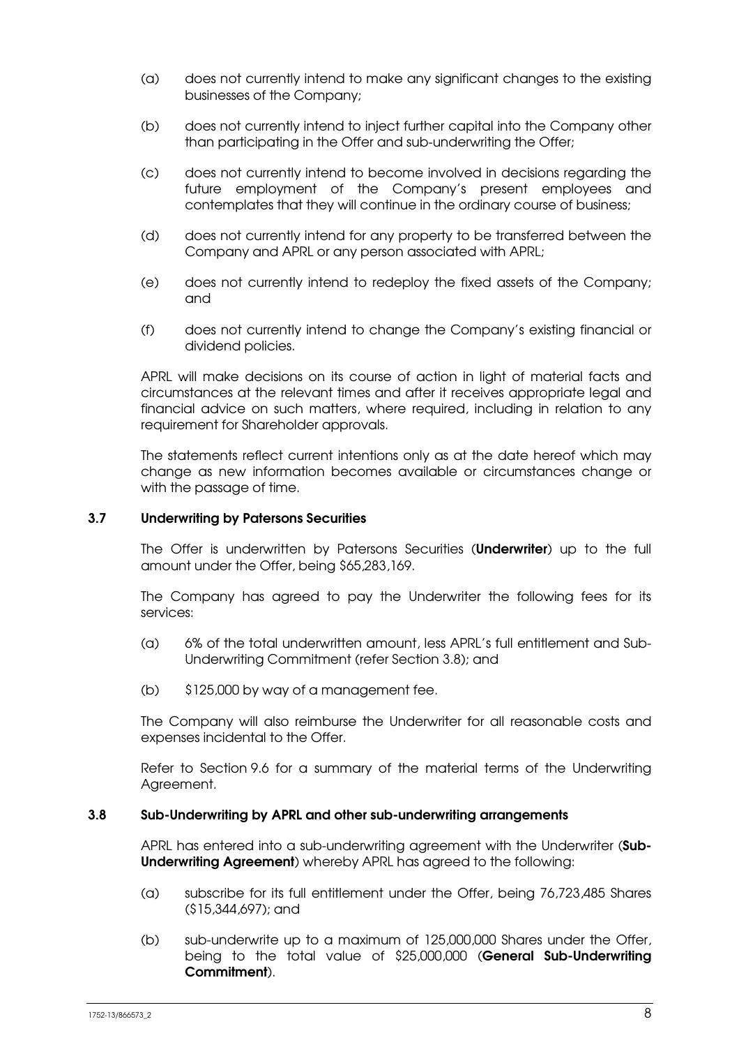(a) does not currently intend to make any significant changes to the existing businesses of the Company;

(b) does not currently intend to inject further capital into the Company other than participating in the Offer and sub-underwriting the Offer;

(c) does not currently intend to become involved in decisions regarding the future employment of the Company's present employees and contemplates that they will continue in the ordinary course of business;

(d) does not currently intend for any property to be transferred between the Company and APRL or any person associated with APRL;

(e) does not currently intend to redeploy the fixed assets of the Company; and

(f) does not currently intend to change the Company's existing financial or dividend policies.

APRL will make decisions on its course of action in light of material facts and circumstances at the relevant times and after it receives appropriate legal and financial advice on such matters, where required, including in relation to any requirement for Shareholder approvals.

The statements reflect current intentions only as at the date hereof which may change as new information becomes available or circumstances change or with the passage of time.

### 3.7 Underwriting by Patersons Securities

The Offer is underwritten by Patersons Securities (**Underwriter**) up to the full amount under the Offer, being $65,283,169.

The Company has agreed to pay the Underwriter the following fees for its services:

(a) 6% of the total underwritten amount, less APRL's full entitlement and Sub-Underwriting Commitment (refer Section 3.8); and

(b) $125,000 by way of a management fee.

The Company will also reimburse the Underwriter for all reasonable costs and expenses incidental to the Offer.

Refer to Section 9.6 for a summary of the material terms of the Underwriting Agreement.

### 3.8 Sub-Underwriting by APRL and other sub-underwriting arrangements

APRL has entered into a sub-underwriting agreement with the Underwriter (**Sub-Underwriting Agreement**) whereby APRL has agreed to the following:

(a) subscribe for its full entitlement under the Offer, being 76,723,485 Shares ($15,344,697); and

(b) sub-underwrite up to a maximum of 125,000,000 Shares under the Offer, being to the total value of $25,000,000 (**General Sub-Underwriting Commitment**).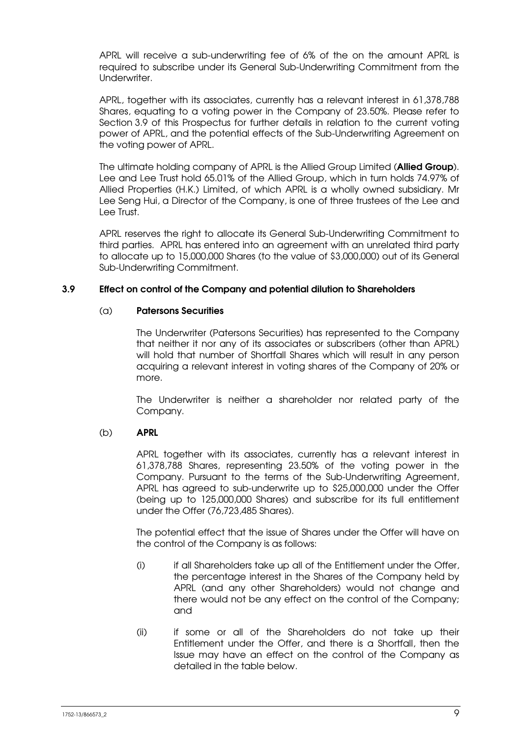APRL will receive a sub-underwriting fee of 6% of the on the amount APRL is required to subscribe under its General Sub-Underwriting Commitment from the Underwriter.

APRL, together with its associates, currently has a relevant interest in 61,378,788 Shares, equating to a voting power in the Company of 23.50%. Please refer to Section 3.9 of this Prospectus for further details in relation to the current voting power of APRL, and the potential effects of the Sub-Underwriting Agreement on the voting power of APRL.

The ultimate holding company of APRL is the Allied Group Limited (**Allied Group**). Lee and Lee Trust hold 65.01% of the Allied Group, which in turn holds 74.97% of Allied Properties (H.K.) Limited, of which APRL is a wholly owned subsidiary. Mr Lee Seng Hui, a Director of the Company, is one of three trustees of the Lee and Lee Trust.

APRL reserves the right to allocate its General Sub-Underwriting Commitment to third parties. APRL has entered into an agreement with an unrelated third party to allocate up to 15,000,000 Shares (to the value of $3,000,000) out of its General Sub-Underwriting Commitment.

### 3.9 Effect on control of the Company and potential dilution to Shareholders

#### (a) Patersons Securities

The Underwriter (Patersons Securities) has represented to the Company that neither it nor any of its associates or subscribers (other than APRL) will hold that number of Shortfall Shares which will result in any person acquiring a relevant interest in voting shares of the Company of 20% or more.

The Underwriter is neither a shareholder nor related party of the Company.

#### (b) APRL

APRL together with its associates, currently has a relevant interest in 61,378,788 Shares, representing 23.50% of the voting power in the Company. Pursuant to the terms of the Sub-Underwriting Agreement, APRL has agreed to sub-underwrite up to $25,000,000 under the Offer (being up to 125,000,000 Shares) and subscribe for its full entitlement under the Offer (76,723,485 Shares).

The potential effect that the issue of Shares under the Offer will have on the control of the Company is as follows:

(i) if all Shareholders take up all of the Entitlement under the Offer, the percentage interest in the Shares of the Company held by APRL (and any other Shareholders) would not change and there would not be any effect on the control of the Company; and

(ii) if some or all of the Shareholders do not take up their Entitlement under the Offer, and there is a Shortfall, then the Issue may have an effect on the control of the Company as detailed in the table below.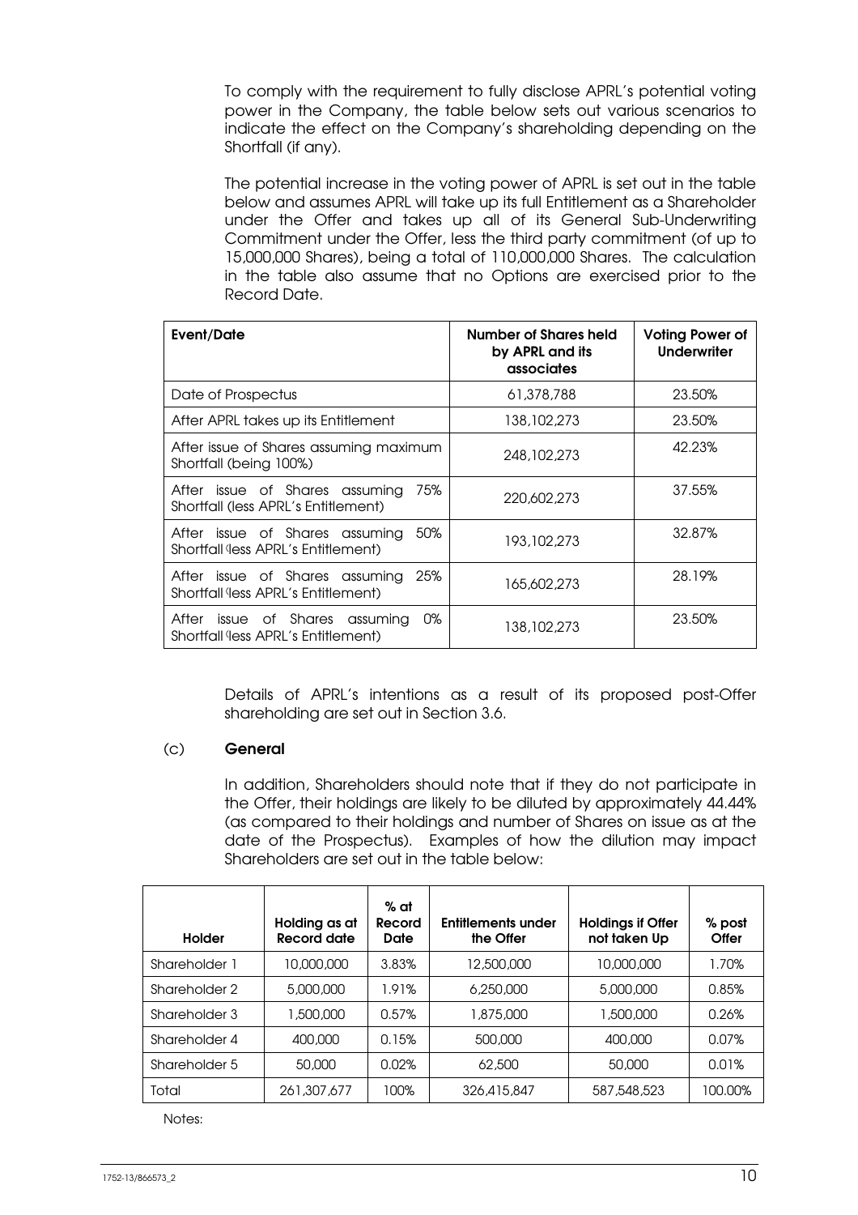To comply with the requirement to fully disclose APRL's potential voting power in the Company, the table below sets out various scenarios to indicate the effect on the Company's shareholding depending on the Shortfall (if any).

The potential increase in the voting power of APRL is set out in the table below and assumes APRL will take up its full Entitlement as a Shareholder under the Offer and takes up all of its General Sub-Underwriting Commitment under the Offer, less the third party commitment (of up to 15,000,000 Shares), being a total of 110,000,000 Shares. The calculation in the table also assume that no Options are exercised prior to the Record Date.

| Event/Date | Number of Shares held by APRL and its associates | Voting Power of Underwriter |
|---|---|---|
| Date of Prospectus | 61,378,788 | 23.50% |
| After APRL takes up its Entitlement | 138,102,273 | 23.50% |
| After issue of Shares assuming maximum Shortfall (being 100%) | 248,102,273 | 42.23% |
| After issue of Shares assuming 75% Shortfall (less APRL's Entitlement) | 220,602,273 | 37.55% |
| After issue of Shares assuming 50% Shortfall (less APRL's Entitlement) | 193,102,273 | 32.87% |
| After issue of Shares assuming 25% Shortfall (less APRL's Entitlement) | 165,602,273 | 28.19% |
| After issue of Shares assuming 0% Shortfall (less APRL's Entitlement) | 138,102,273 | 23.50% |

Details of APRL's intentions as a result of its proposed post-Offer shareholding are set out in Section 3.6.

(c) **General**

In addition, Shareholders should note that if they do not participate in the Offer, their holdings are likely to be diluted by approximately 44.44% (as compared to their holdings and number of Shares on issue as at the date of the Prospectus). Examples of how the dilution may impact Shareholders are set out in the table below:

| Holder | Holding as at Record date | % at Record Date | Entitlements under the Offer | Holdings if Offer not taken Up | % post Offer |
|---|---|---|---|---|---|
| Shareholder 1 | 10,000,000 | 3.83% | 12,500,000 | 10,000,000 | 1.70% |
| Shareholder 2 | 5,000,000 | 1.91% | 6,250,000 | 5,000,000 | 0.85% |
| Shareholder 3 | 1,500,000 | 0.57% | 1,875,000 | 1,500,000 | 0.26% |
| Shareholder 4 | 400,000 | 0.15% | 500,000 | 400,000 | 0.07% |
| Shareholder 5 | 50,000 | 0.02% | 62,500 | 50,000 | 0.01% |
| Total | 261,307,677 | 100% | 326,415,847 | 587,548,523 | 100.00% |

Notes: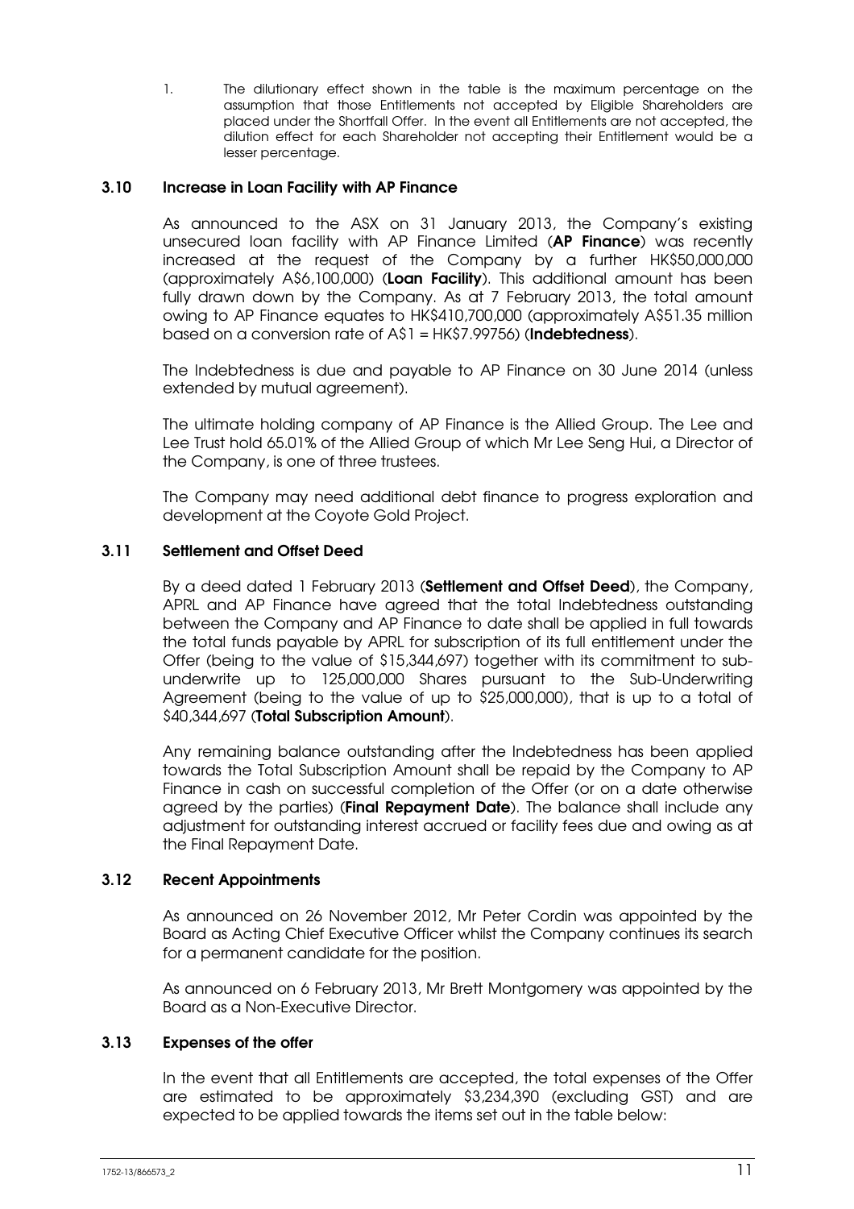1. The dilutionary effect shown in the table is the maximum percentage on the assumption that those Entitlements not accepted by Eligible Shareholders are placed under the Shortfall Offer. In the event all Entitlements are not accepted, the dilution effect for each Shareholder not accepting their Entitlement would be a lesser percentage.

### 3.10 Increase in Loan Facility with AP Finance

As announced to the ASX on 31 January 2013, the Company's existing unsecured loan facility with AP Finance Limited (**AP Finance**) was recently increased at the request of the Company by a further HK$50,000,000 (approximately A$6,100,000) (**Loan Facility**). This additional amount has been fully drawn down by the Company. As at 7 February 2013, the total amount owing to AP Finance equates to HK$410,700,000 (approximately A$51.35 million based on a conversion rate of A$1 = HK$7.99756) (**Indebtedness**).

The Indebtedness is due and payable to AP Finance on 30 June 2014 (unless extended by mutual agreement).

The ultimate holding company of AP Finance is the Allied Group. The Lee and Lee Trust hold 65.01% of the Allied Group of which Mr Lee Seng Hui, a Director of the Company, is one of three trustees.

The Company may need additional debt finance to progress exploration and development at the Coyote Gold Project.

### 3.11 Settlement and Offset Deed

By a deed dated 1 February 2013 (**Settlement and Offset Deed**), the Company, APRL and AP Finance have agreed that the total Indebtedness outstanding between the Company and AP Finance to date shall be applied in full towards the total funds payable by APRL for subscription of its full entitlement under the Offer (being to the value of $15,344,697) together with its commitment to sub-underwrite up to 125,000,000 Shares pursuant to the Sub-Underwriting Agreement (being to the value of up to $25,000,000), that is up to a total of $40,344,697 (**Total Subscription Amount**).

Any remaining balance outstanding after the Indebtedness has been applied towards the Total Subscription Amount shall be repaid by the Company to AP Finance in cash on successful completion of the Offer (or on a date otherwise agreed by the parties) (**Final Repayment Date**). The balance shall include any adjustment for outstanding interest accrued or facility fees due and owing as at the Final Repayment Date.

### 3.12 Recent Appointments

As announced on 26 November 2012, Mr Peter Cordin was appointed by the Board as Acting Chief Executive Officer whilst the Company continues its search for a permanent candidate for the position.

As announced on 6 February 2013, Mr Brett Montgomery was appointed by the Board as a Non-Executive Director.

### 3.13 Expenses of the offer

In the event that all Entitlements are accepted, the total expenses of the Offer are estimated to be approximately $3,234,390 (excluding GST) and are expected to be applied towards the items set out in the table below: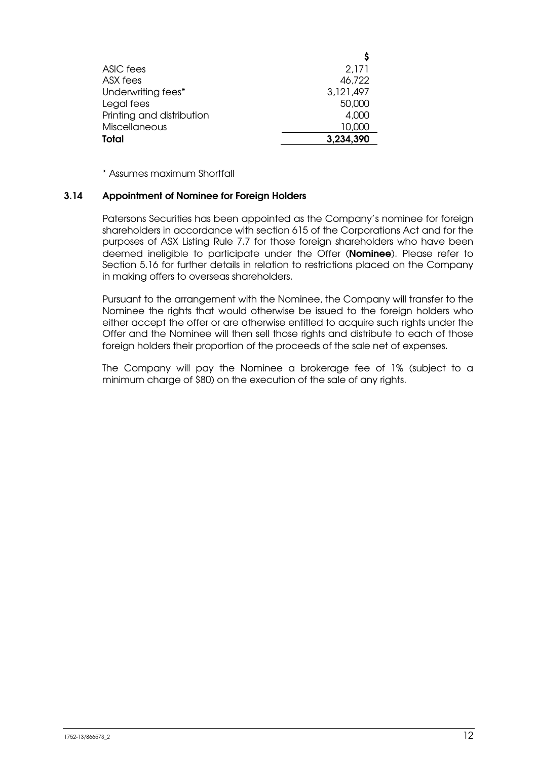| | $ |
|---|---|
| ASIC fees | 2,171 |
| ASX fees | 46,722 |
| Underwriting fees* | 3,121,497 |
| Legal fees | 50,000 |
| Printing and distribution | 4,000 |
| Miscellaneous | 10,000 |
| **Total** | **3,234,390** |

\* Assumes maximum Shortfall

### 3.14 Appointment of Nominee for Foreign Holders

Patersons Securities has been appointed as the Company's nominee for foreign shareholders in accordance with section 615 of the Corporations Act and for the purposes of ASX Listing Rule 7.7 for those foreign shareholders who have been deemed ineligible to participate under the Offer (**Nominee**). Please refer to Section 5.16 for further details in relation to restrictions placed on the Company in making offers to overseas shareholders.

Pursuant to the arrangement with the Nominee, the Company will transfer to the Nominee the rights that would otherwise be issued to the foreign holders who either accept the offer or are otherwise entitled to acquire such rights under the Offer and the Nominee will then sell those rights and distribute to each of those foreign holders their proportion of the proceeds of the sale net of expenses.

The Company will pay the Nominee a brokerage fee of 1% (subject to a minimum charge of $80) on the execution of the sale of any rights.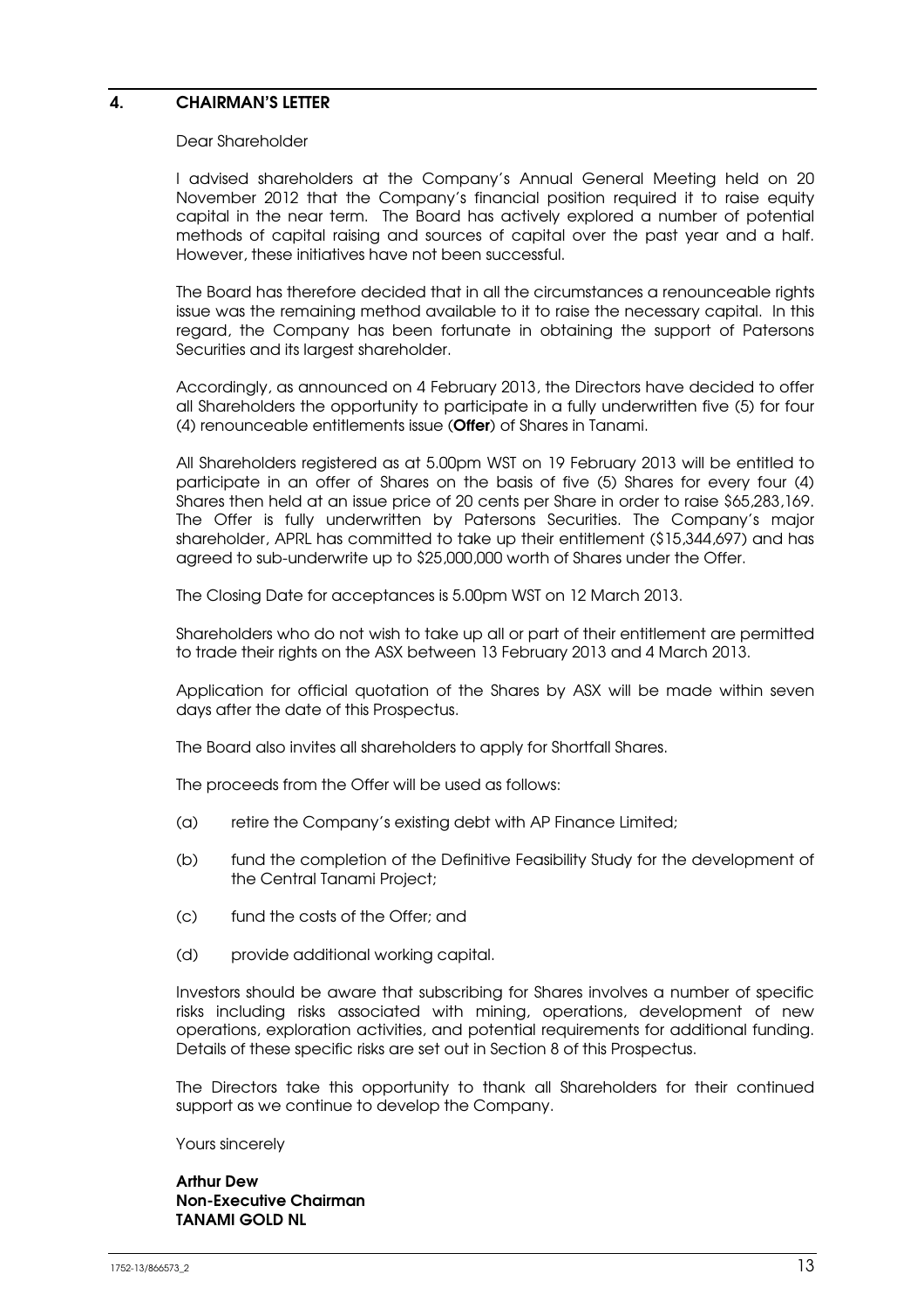## 4. CHAIRMAN'S LETTER

Dear Shareholder

I advised shareholders at the Company's Annual General Meeting held on 20 November 2012 that the Company's financial position required it to raise equity capital in the near term. The Board has actively explored a number of potential methods of capital raising and sources of capital over the past year and a half. However, these initiatives have not been successful.

The Board has therefore decided that in all the circumstances a renounceable rights issue was the remaining method available to it to raise the necessary capital. In this regard, the Company has been fortunate in obtaining the support of Patersons Securities and its largest shareholder.

Accordingly, as announced on 4 February 2013, the Directors have decided to offer all Shareholders the opportunity to participate in a fully underwritten five (5) for four (4) renounceable entitlements issue (**Offer**) of Shares in Tanami.

All Shareholders registered as at 5.00pm WST on 19 February 2013 will be entitled to participate in an offer of Shares on the basis of five (5) Shares for every four (4) Shares then held at an issue price of 20 cents per Share in order to raise $65,283,169. The Offer is fully underwritten by Patersons Securities. The Company's major shareholder, APRL has committed to take up their entitlement ($15,344,697) and has agreed to sub-underwrite up to $25,000,000 worth of Shares under the Offer.

The Closing Date for acceptances is 5.00pm WST on 12 March 2013.

Shareholders who do not wish to take up all or part of their entitlement are permitted to trade their rights on the ASX between 13 February 2013 and 4 March 2013.

Application for official quotation of the Shares by ASX will be made within seven days after the date of this Prospectus.

The Board also invites all shareholders to apply for Shortfall Shares.

The proceeds from the Offer will be used as follows:

(a) retire the Company's existing debt with AP Finance Limited;

(b) fund the completion of the Definitive Feasibility Study for the development of the Central Tanami Project;

(c) fund the costs of the Offer; and

(d) provide additional working capital.

Investors should be aware that subscribing for Shares involves a number of specific risks including risks associated with mining, operations, development of new operations, exploration activities, and potential requirements for additional funding. Details of these specific risks are set out in Section 8 of this Prospectus.

The Directors take this opportunity to thank all Shareholders for their continued support as we continue to develop the Company.

Yours sincerely

**Arthur Dew**
**Non-Executive Chairman**
**TANAMI GOLD NL**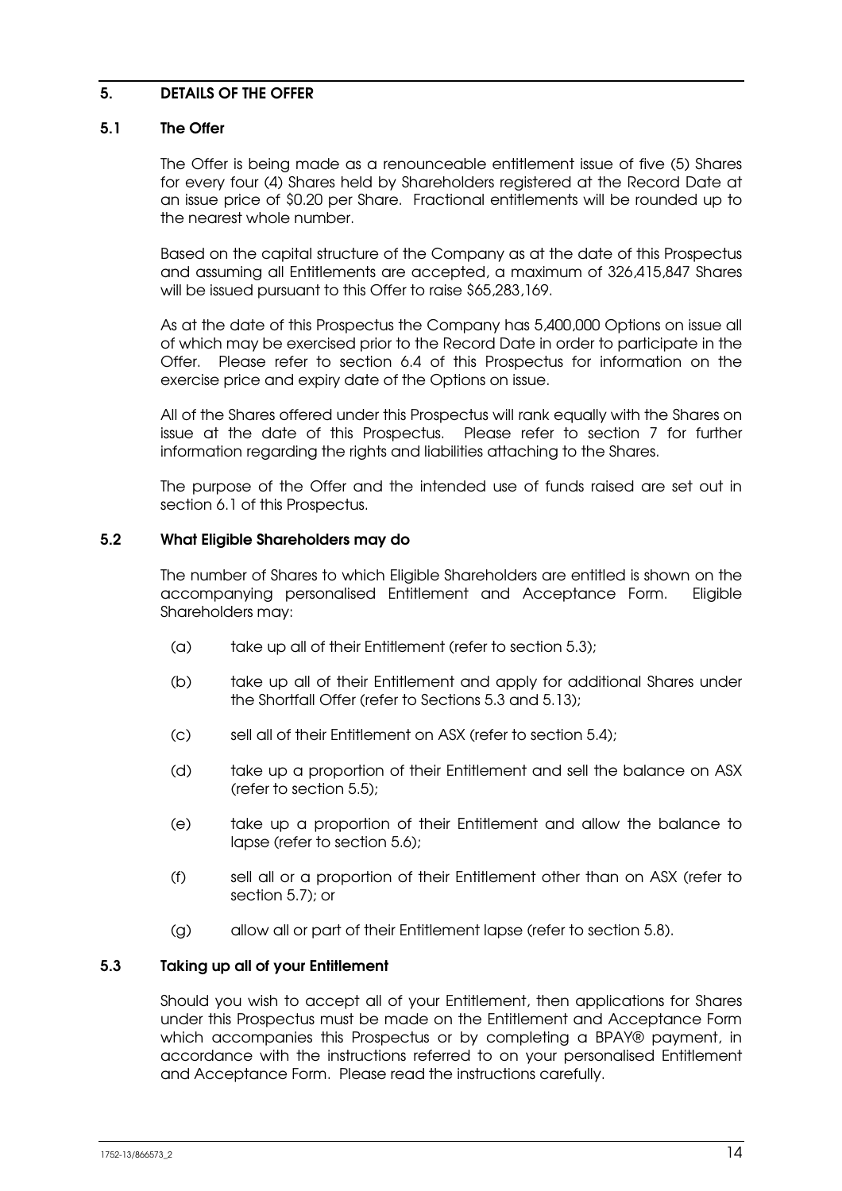## 5. DETAILS OF THE OFFER

### 5.1 The Offer

The Offer is being made as a renounceable entitlement issue of five (5) Shares for every four (4) Shares held by Shareholders registered at the Record Date at an issue price of $0.20 per Share. Fractional entitlements will be rounded up to the nearest whole number.

Based on the capital structure of the Company as at the date of this Prospectus and assuming all Entitlements are accepted, a maximum of 326,415,847 Shares will be issued pursuant to this Offer to raise $65,283,169.

As at the date of this Prospectus the Company has 5,400,000 Options on issue all of which may be exercised prior to the Record Date in order to participate in the Offer. Please refer to section 6.4 of this Prospectus for information on the exercise price and expiry date of the Options on issue.

All of the Shares offered under this Prospectus will rank equally with the Shares on issue at the date of this Prospectus. Please refer to section 7 for further information regarding the rights and liabilities attaching to the Shares.

The purpose of the Offer and the intended use of funds raised are set out in section 6.1 of this Prospectus.

### 5.2 What Eligible Shareholders may do

The number of Shares to which Eligible Shareholders are entitled is shown on the accompanying personalised Entitlement and Acceptance Form. Eligible Shareholders may:

(a) take up all of their Entitlement (refer to section 5.3);

(b) take up all of their Entitlement and apply for additional Shares under the Shortfall Offer (refer to Sections 5.3 and 5.13);

(c) sell all of their Entitlement on ASX (refer to section 5.4);

(d) take up a proportion of their Entitlement and sell the balance on ASX (refer to section 5.5);

(e) take up a proportion of their Entitlement and allow the balance to lapse (refer to section 5.6);

(f) sell all or a proportion of their Entitlement other than on ASX (refer to section 5.7); or

(g) allow all or part of their Entitlement lapse (refer to section 5.8).

### 5.3 Taking up all of your Entitlement

Should you wish to accept all of your Entitlement, then applications for Shares under this Prospectus must be made on the Entitlement and Acceptance Form which accompanies this Prospectus or by completing a BPAY® payment, in accordance with the instructions referred to on your personalised Entitlement and Acceptance Form. Please read the instructions carefully.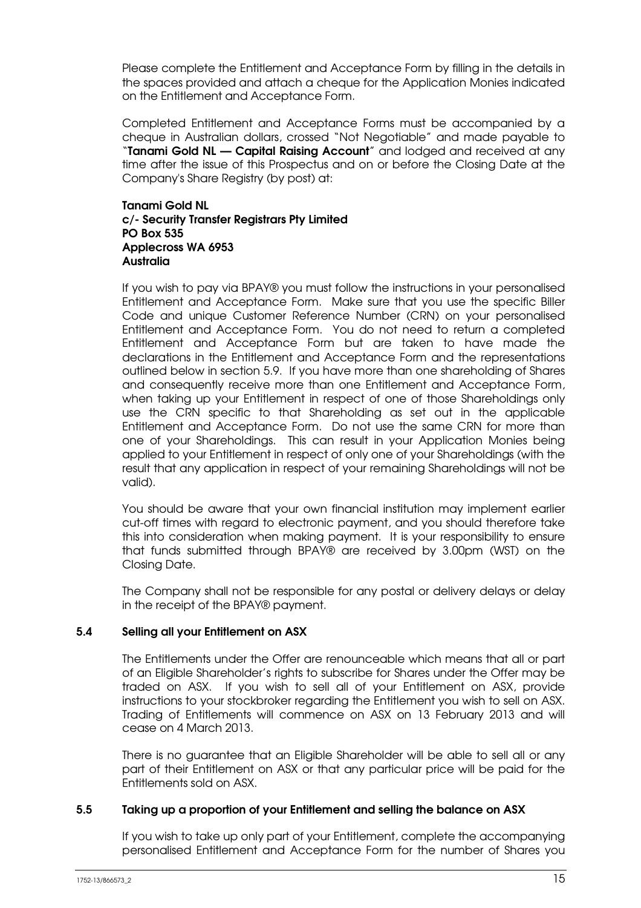Please complete the Entitlement and Acceptance Form by filling in the details in the spaces provided and attach a cheque for the Application Monies indicated on the Entitlement and Acceptance Form.

Completed Entitlement and Acceptance Forms must be accompanied by a cheque in Australian dollars, crossed "Not Negotiable" and made payable to "**Tanami Gold NL — Capital Raising Account**" and lodged and received at any time after the issue of this Prospectus and on or before the Closing Date at the Company's Share Registry (by post) at:

**Tanami Gold NL**
**c/- Security Transfer Registrars Pty Limited**
**PO Box 535**
**Applecross WA 6953**
**Australia**

If you wish to pay via BPAY® you must follow the instructions in your personalised Entitlement and Acceptance Form. Make sure that you use the specific Biller Code and unique Customer Reference Number (CRN) on your personalised Entitlement and Acceptance Form. You do not need to return a completed Entitlement and Acceptance Form but are taken to have made the declarations in the Entitlement and Acceptance Form and the representations outlined below in section 5.9. If you have more than one shareholding of Shares and consequently receive more than one Entitlement and Acceptance Form, when taking up your Entitlement in respect of one of those Shareholdings only use the CRN specific to that Shareholding as set out in the applicable Entitlement and Acceptance Form. Do not use the same CRN for more than one of your Shareholdings. This can result in your Application Monies being applied to your Entitlement in respect of only one of your Shareholdings (with the result that any application in respect of your remaining Shareholdings will not be valid).

You should be aware that your own financial institution may implement earlier cut-off times with regard to electronic payment, and you should therefore take this into consideration when making payment. It is your responsibility to ensure that funds submitted through BPAY® are received by 3.00pm (WST) on the Closing Date.

The Company shall not be responsible for any postal or delivery delays or delay in the receipt of the BPAY® payment.

## 5.4 Selling all your Entitlement on ASX

The Entitlements under the Offer are renounceable which means that all or part of an Eligible Shareholder's rights to subscribe for Shares under the Offer may be traded on ASX. If you wish to sell all of your Entitlement on ASX, provide instructions to your stockbroker regarding the Entitlement you wish to sell on ASX. Trading of Entitlements will commence on ASX on 13 February 2013 and will cease on 4 March 2013.

There is no guarantee that an Eligible Shareholder will be able to sell all or any part of their Entitlement on ASX or that any particular price will be paid for the Entitlements sold on ASX.

## 5.5 Taking up a proportion of your Entitlement and selling the balance on ASX

If you wish to take up only part of your Entitlement, complete the accompanying personalised Entitlement and Acceptance Form for the number of Shares you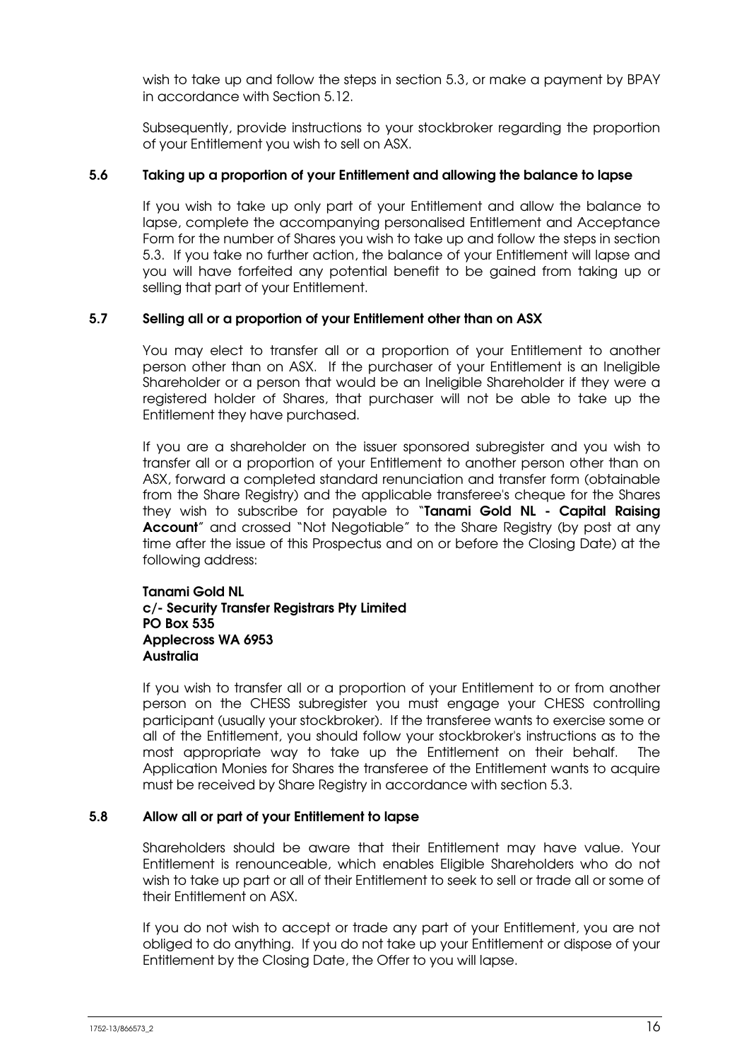wish to take up and follow the steps in section 5.3, or make a payment by BPAY in accordance with Section 5.12.

Subsequently, provide instructions to your stockbroker regarding the proportion of your Entitlement you wish to sell on ASX.

### 5.6 Taking up a proportion of your Entitlement and allowing the balance to lapse

If you wish to take up only part of your Entitlement and allow the balance to lapse, complete the accompanying personalised Entitlement and Acceptance Form for the number of Shares you wish to take up and follow the steps in section 5.3. If you take no further action, the balance of your Entitlement will lapse and you will have forfeited any potential benefit to be gained from taking up or selling that part of your Entitlement.

### 5.7 Selling all or a proportion of your Entitlement other than on ASX

You may elect to transfer all or a proportion of your Entitlement to another person other than on ASX. If the purchaser of your Entitlement is an Ineligible Shareholder or a person that would be an Ineligible Shareholder if they were a registered holder of Shares, that purchaser will not be able to take up the Entitlement they have purchased.

If you are a shareholder on the issuer sponsored subregister and you wish to transfer all or a proportion of your Entitlement to another person other than on ASX, forward a completed standard renunciation and transfer form (obtainable from the Share Registry) and the applicable transferee's cheque for the Shares they wish to subscribe for payable to "**Tanami Gold NL - Capital Raising Account**" and crossed "Not Negotiable" to the Share Registry (by post at any time after the issue of this Prospectus and on or before the Closing Date) at the following address:

**Tanami Gold NL**
**c/- Security Transfer Registrars Pty Limited**
**PO Box 535**
**Applecross WA 6953**
**Australia**

If you wish to transfer all or a proportion of your Entitlement to or from another person on the CHESS subregister you must engage your CHESS controlling participant (usually your stockbroker). If the transferee wants to exercise some or all of the Entitlement, you should follow your stockbroker's instructions as to the most appropriate way to take up the Entitlement on their behalf. The Application Monies for Shares the transferee of the Entitlement wants to acquire must be received by Share Registry in accordance with section 5.3.

### 5.8 Allow all or part of your Entitlement to lapse

Shareholders should be aware that their Entitlement may have value. Your Entitlement is renounceable, which enables Eligible Shareholders who do not wish to take up part or all of their Entitlement to seek to sell or trade all or some of their Entitlement on ASX.

If you do not wish to accept or trade any part of your Entitlement, you are not obliged to do anything. If you do not take up your Entitlement or dispose of your Entitlement by the Closing Date, the Offer to you will lapse.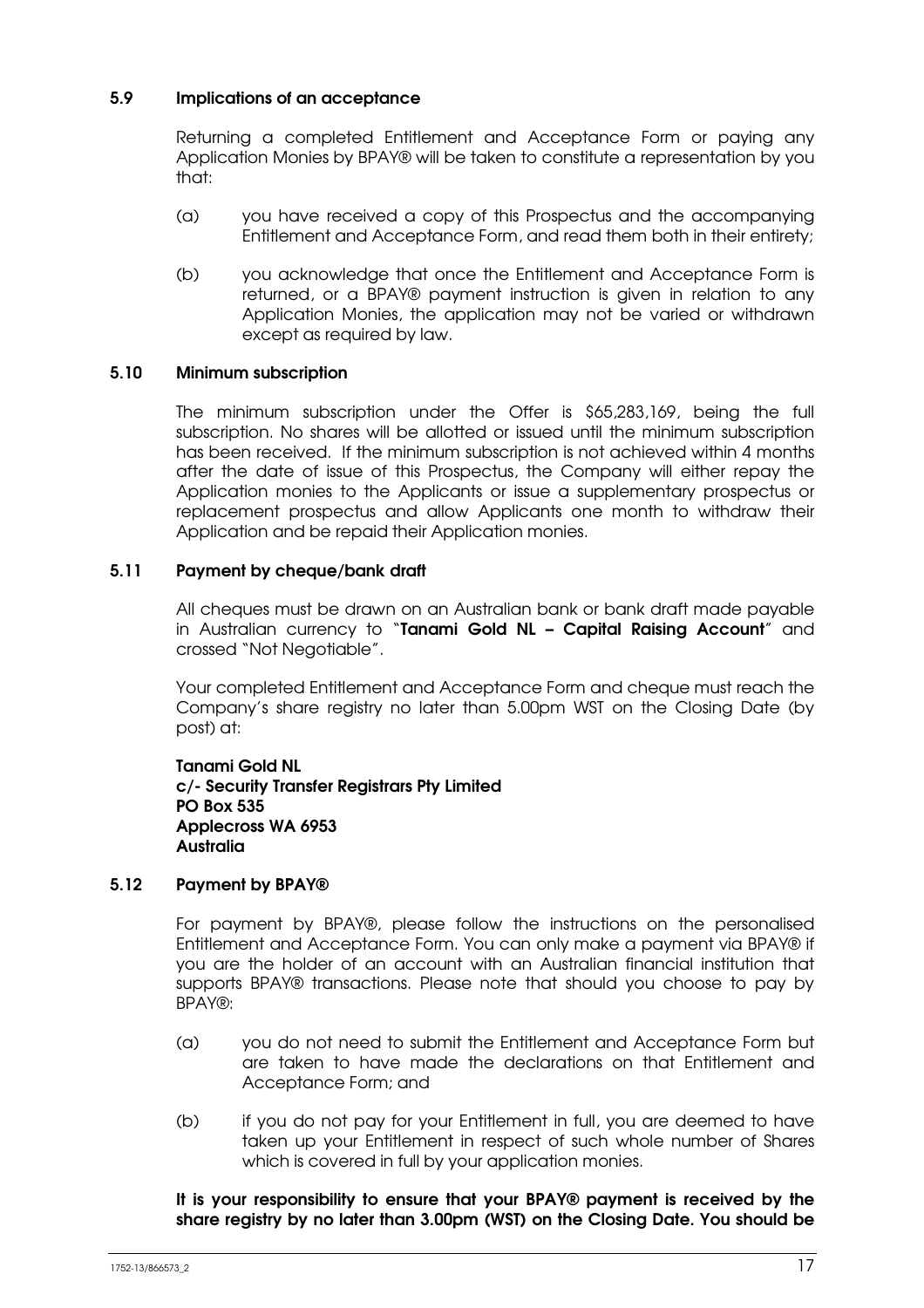### 5.9 Implications of an acceptance

Returning a completed Entitlement and Acceptance Form or paying any Application Monies by BPAY® will be taken to constitute a representation by you that:

(a) you have received a copy of this Prospectus and the accompanying Entitlement and Acceptance Form, and read them both in their entirety;

(b) you acknowledge that once the Entitlement and Acceptance Form is returned, or a BPAY® payment instruction is given in relation to any Application Monies, the application may not be varied or withdrawn except as required by law.

### 5.10 Minimum subscription

The minimum subscription under the Offer is $65,283,169, being the full subscription. No shares will be allotted or issued until the minimum subscription has been received. If the minimum subscription is not achieved within 4 months after the date of issue of this Prospectus, the Company will either repay the Application monies to the Applicants or issue a supplementary prospectus or replacement prospectus and allow Applicants one month to withdraw their Application and be repaid their Application monies.

### 5.11 Payment by cheque/bank draft

All cheques must be drawn on an Australian bank or bank draft made payable in Australian currency to "**Tanami Gold NL – Capital Raising Account**" and crossed "Not Negotiable".

Your completed Entitlement and Acceptance Form and cheque must reach the Company's share registry no later than 5.00pm WST on the Closing Date (by post) at:

**Tanami Gold NL**
**c/- Security Transfer Registrars Pty Limited**
**PO Box 535**
**Applecross WA 6953**
**Australia**

### 5.12 Payment by BPAY®

For payment by BPAY®, please follow the instructions on the personalised Entitlement and Acceptance Form. You can only make a payment via BPAY® if you are the holder of an account with an Australian financial institution that supports BPAY® transactions. Please note that should you choose to pay by BPAY®:

(a) you do not need to submit the Entitlement and Acceptance Form but are taken to have made the declarations on that Entitlement and Acceptance Form; and

(b) if you do not pay for your Entitlement in full, you are deemed to have taken up your Entitlement in respect of such whole number of Shares which is covered in full by your application monies.

**It is your responsibility to ensure that your BPAY® payment is received by the share registry by no later than 3.00pm (WST) on the Closing Date. You should be**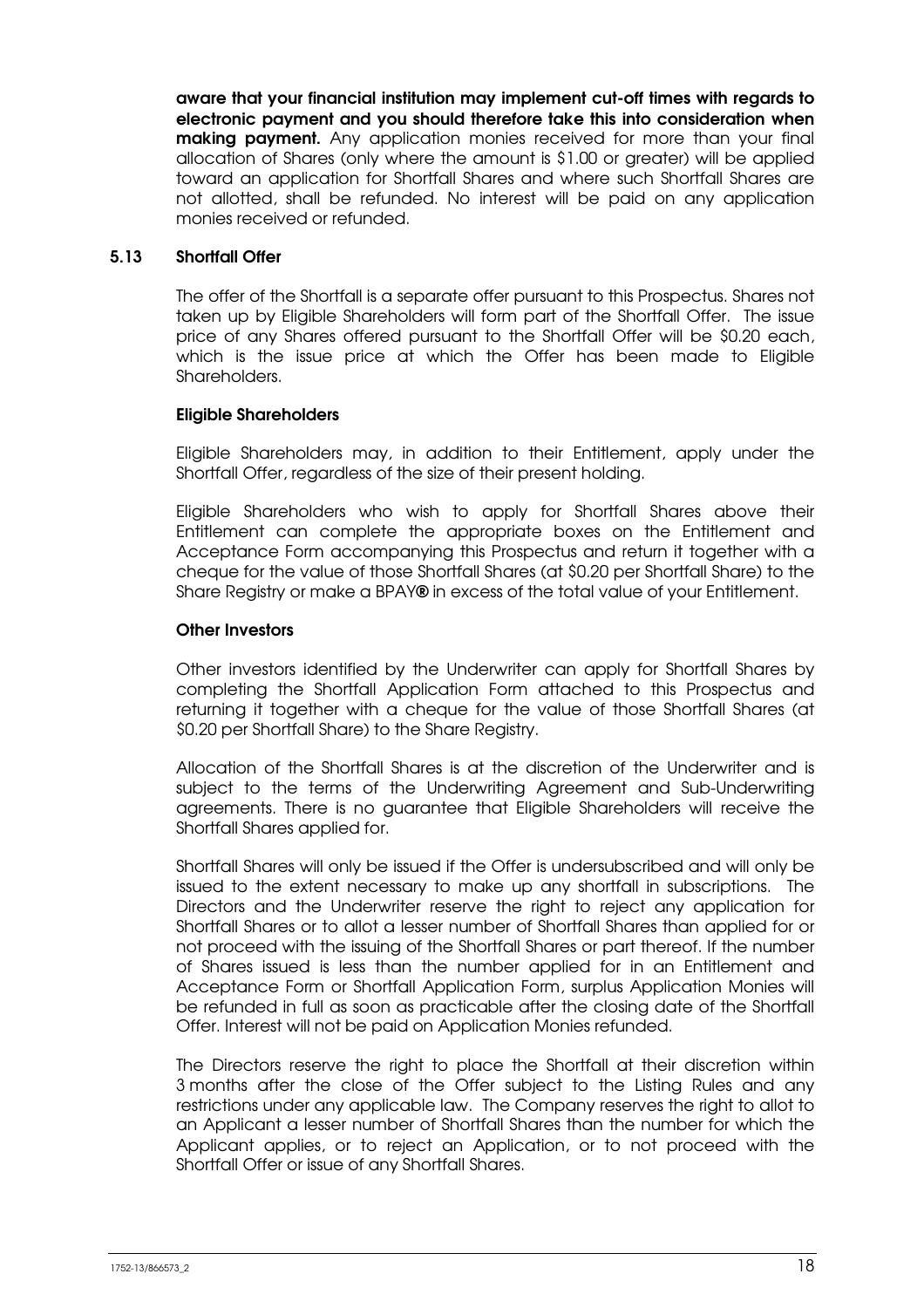**aware that your financial institution may implement cut-off times with regards to electronic payment and you should therefore take this into consideration when making payment.** Any application monies received for more than your final allocation of Shares (only where the amount is $1.00 or greater) will be applied toward an application for Shortfall Shares and where such Shortfall Shares are not allotted, shall be refunded. No interest will be paid on any application monies received or refunded.

### 5.13 Shortfall Offer

The offer of the Shortfall is a separate offer pursuant to this Prospectus. Shares not taken up by Eligible Shareholders will form part of the Shortfall Offer. The issue price of any Shares offered pursuant to the Shortfall Offer will be $0.20 each, which is the issue price at which the Offer has been made to Eligible Shareholders.

#### Eligible Shareholders

Eligible Shareholders may, in addition to their Entitlement, apply under the Shortfall Offer, regardless of the size of their present holding.

Eligible Shareholders who wish to apply for Shortfall Shares above their Entitlement can complete the appropriate boxes on the Entitlement and Acceptance Form accompanying this Prospectus and return it together with a cheque for the value of those Shortfall Shares (at $0.20 per Shortfall Share) to the Share Registry or make a BPAY**®** in excess of the total value of your Entitlement.

#### Other Investors

Other investors identified by the Underwriter can apply for Shortfall Shares by completing the Shortfall Application Form attached to this Prospectus and returning it together with a cheque for the value of those Shortfall Shares (at $0.20 per Shortfall Share) to the Share Registry.

Allocation of the Shortfall Shares is at the discretion of the Underwriter and is subject to the terms of the Underwriting Agreement and Sub-Underwriting agreements. There is no guarantee that Eligible Shareholders will receive the Shortfall Shares applied for.

Shortfall Shares will only be issued if the Offer is undersubscribed and will only be issued to the extent necessary to make up any shortfall in subscriptions. The Directors and the Underwriter reserve the right to reject any application for Shortfall Shares or to allot a lesser number of Shortfall Shares than applied for or not proceed with the issuing of the Shortfall Shares or part thereof. If the number of Shares issued is less than the number applied for in an Entitlement and Acceptance Form or Shortfall Application Form, surplus Application Monies will be refunded in full as soon as practicable after the closing date of the Shortfall Offer. Interest will not be paid on Application Monies refunded.

The Directors reserve the right to place the Shortfall at their discretion within 3 months after the close of the Offer subject to the Listing Rules and any restrictions under any applicable law. The Company reserves the right to allot to an Applicant a lesser number of Shortfall Shares than the number for which the Applicant applies, or to reject an Application, or to not proceed with the Shortfall Offer or issue of any Shortfall Shares.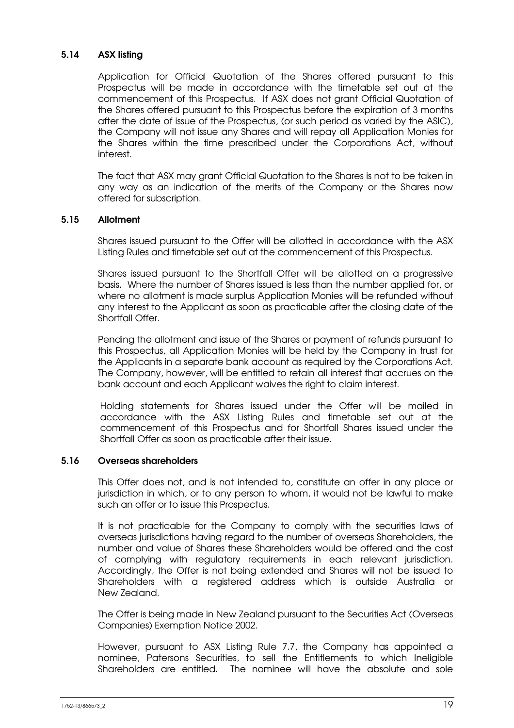### 5.14 ASX listing

Application for Official Quotation of the Shares offered pursuant to this Prospectus will be made in accordance with the timetable set out at the commencement of this Prospectus. If ASX does not grant Official Quotation of the Shares offered pursuant to this Prospectus before the expiration of 3 months after the date of issue of the Prospectus, (or such period as varied by the ASIC), the Company will not issue any Shares and will repay all Application Monies for the Shares within the time prescribed under the Corporations Act, without interest.

The fact that ASX may grant Official Quotation to the Shares is not to be taken in any way as an indication of the merits of the Company or the Shares now offered for subscription.

### 5.15 Allotment

Shares issued pursuant to the Offer will be allotted in accordance with the ASX Listing Rules and timetable set out at the commencement of this Prospectus.

Shares issued pursuant to the Shortfall Offer will be allotted on a progressive basis. Where the number of Shares issued is less than the number applied for, or where no allotment is made surplus Application Monies will be refunded without any interest to the Applicant as soon as practicable after the closing date of the Shortfall Offer.

Pending the allotment and issue of the Shares or payment of refunds pursuant to this Prospectus, all Application Monies will be held by the Company in trust for the Applicants in a separate bank account as required by the Corporations Act. The Company, however, will be entitled to retain all interest that accrues on the bank account and each Applicant waives the right to claim interest.

Holding statements for Shares issued under the Offer will be mailed in accordance with the ASX Listing Rules and timetable set out at the commencement of this Prospectus and for Shortfall Shares issued under the Shortfall Offer as soon as practicable after their issue.

### 5.16 Overseas shareholders

This Offer does not, and is not intended to, constitute an offer in any place or jurisdiction in which, or to any person to whom, it would not be lawful to make such an offer or to issue this Prospectus.

It is not practicable for the Company to comply with the securities laws of overseas jurisdictions having regard to the number of overseas Shareholders, the number and value of Shares these Shareholders would be offered and the cost of complying with regulatory requirements in each relevant jurisdiction. Accordingly, the Offer is not being extended and Shares will not be issued to Shareholders with a registered address which is outside Australia or New Zealand.

The Offer is being made in New Zealand pursuant to the Securities Act (Overseas Companies) Exemption Notice 2002.

However, pursuant to ASX Listing Rule 7.7, the Company has appointed a nominee, Patersons Securities, to sell the Entitlements to which Ineligible Shareholders are entitled. The nominee will have the absolute and sole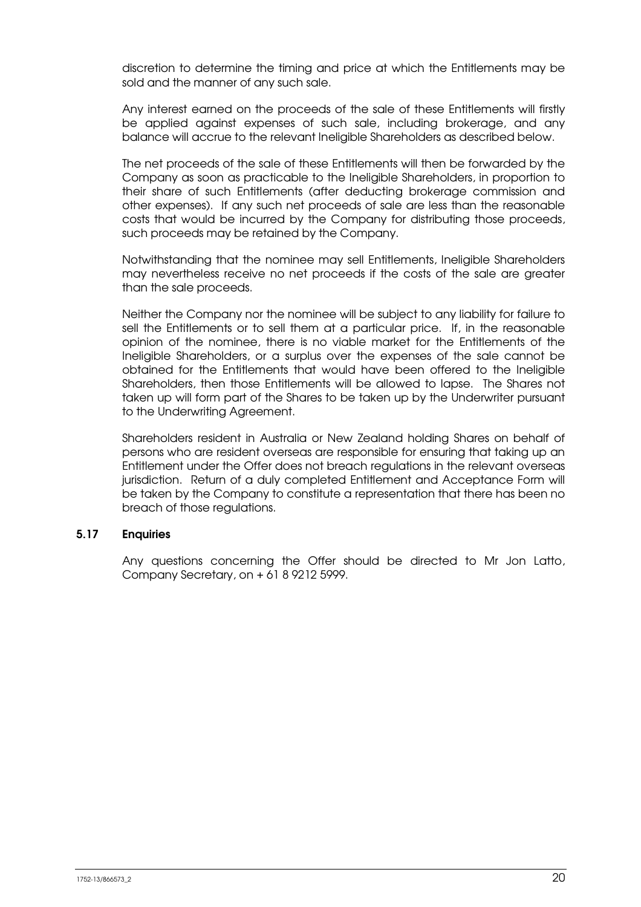discretion to determine the timing and price at which the Entitlements may be sold and the manner of any such sale.

Any interest earned on the proceeds of the sale of these Entitlements will firstly be applied against expenses of such sale, including brokerage, and any balance will accrue to the relevant Ineligible Shareholders as described below.

The net proceeds of the sale of these Entitlements will then be forwarded by the Company as soon as practicable to the Ineligible Shareholders, in proportion to their share of such Entitlements (after deducting brokerage commission and other expenses). If any such net proceeds of sale are less than the reasonable costs that would be incurred by the Company for distributing those proceeds, such proceeds may be retained by the Company.

Notwithstanding that the nominee may sell Entitlements, Ineligible Shareholders may nevertheless receive no net proceeds if the costs of the sale are greater than the sale proceeds.

Neither the Company nor the nominee will be subject to any liability for failure to sell the Entitlements or to sell them at a particular price. If, in the reasonable opinion of the nominee, there is no viable market for the Entitlements of the Ineligible Shareholders, or a surplus over the expenses of the sale cannot be obtained for the Entitlements that would have been offered to the Ineligible Shareholders, then those Entitlements will be allowed to lapse. The Shares not taken up will form part of the Shares to be taken up by the Underwriter pursuant to the Underwriting Agreement.

Shareholders resident in Australia or New Zealand holding Shares on behalf of persons who are resident overseas are responsible for ensuring that taking up an Entitlement under the Offer does not breach regulations in the relevant overseas jurisdiction. Return of a duly completed Entitlement and Acceptance Form will be taken by the Company to constitute a representation that there has been no breach of those regulations.

### 5.17 Enquiries

Any questions concerning the Offer should be directed to Mr Jon Latto, Company Secretary, on + 61 8 9212 5999.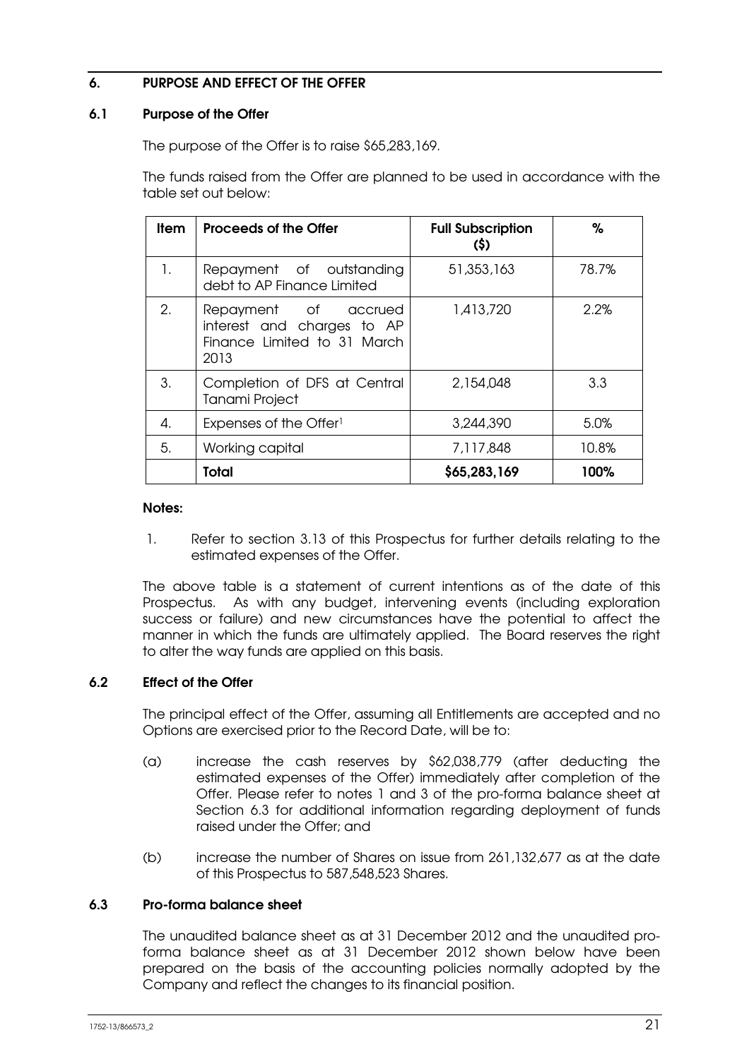## 6. PURPOSE AND EFFECT OF THE OFFER

### 6.1 Purpose of the Offer

The purpose of the Offer is to raise $65,283,169.

The funds raised from the Offer are planned to be used in accordance with the table set out below:

| Item | Proceeds of the Offer | Full Subscription ($) | % |
|---|---|---|---|
| 1. | Repayment of outstanding debt to AP Finance Limited | 51,353,163 | 78.7% |
| 2. | Repayment of accrued interest and charges to AP Finance Limited to 31 March 2013 | 1,413,720 | 2.2% |
| 3. | Completion of DFS at Central Tanami Project | 2,154,048 | 3.3 |
| 4. | Expenses of the Offer[1] | 3,244,390 | 5.0% |
| 5. | Working capital | 7,117,848 | 10.8% |
| | **Total** | **$65,283,169** | **100%** |

**Notes:**

1. Refer to section 3.13 of this Prospectus for further details relating to the estimated expenses of the Offer.

The above table is a statement of current intentions as of the date of this Prospectus. As with any budget, intervening events (including exploration success or failure) and new circumstances have the potential to affect the manner in which the funds are ultimately applied. The Board reserves the right to alter the way funds are applied on this basis.

### 6.2 Effect of the Offer

The principal effect of the Offer, assuming all Entitlements are accepted and no Options are exercised prior to the Record Date, will be to:

(a) increase the cash reserves by $62,038,779 (after deducting the estimated expenses of the Offer) immediately after completion of the Offer. Please refer to notes 1 and 3 of the pro-forma balance sheet at Section 6.3 for additional information regarding deployment of funds raised under the Offer; and

(b) increase the number of Shares on issue from 261,132,677 as at the date of this Prospectus to 587,548,523 Shares.

### 6.3 Pro-forma balance sheet

The unaudited balance sheet as at 31 December 2012 and the unaudited pro-forma balance sheet as at 31 December 2012 shown below have been prepared on the basis of the accounting policies normally adopted by the Company and reflect the changes to its financial position.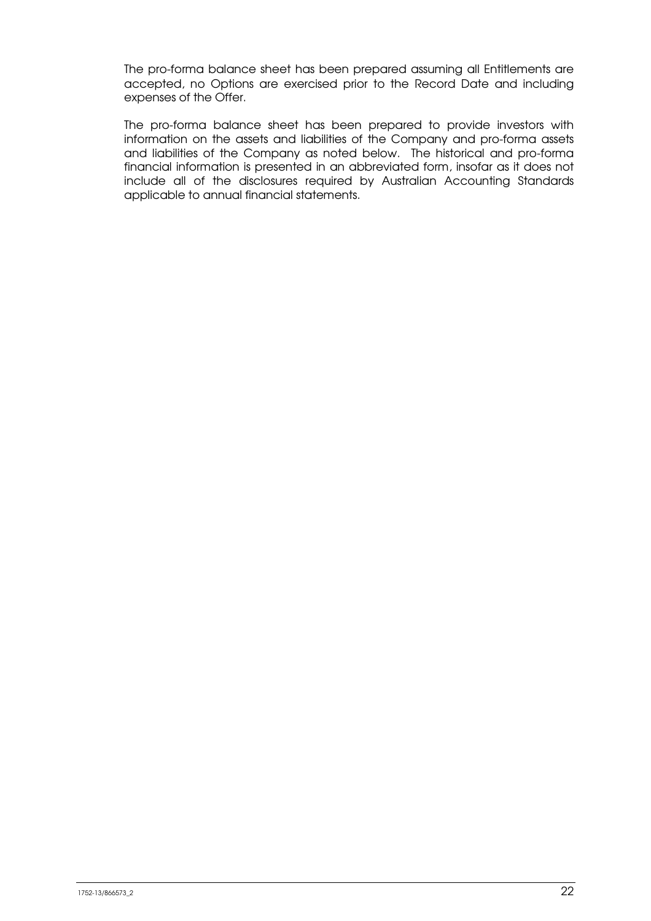The pro-forma balance sheet has been prepared assuming all Entitlements are accepted, no Options are exercised prior to the Record Date and including expenses of the Offer.

The pro-forma balance sheet has been prepared to provide investors with information on the assets and liabilities of the Company and pro-forma assets and liabilities of the Company as noted below. The historical and pro-forma financial information is presented in an abbreviated form, insofar as it does not include all of the disclosures required by Australian Accounting Standards applicable to annual financial statements.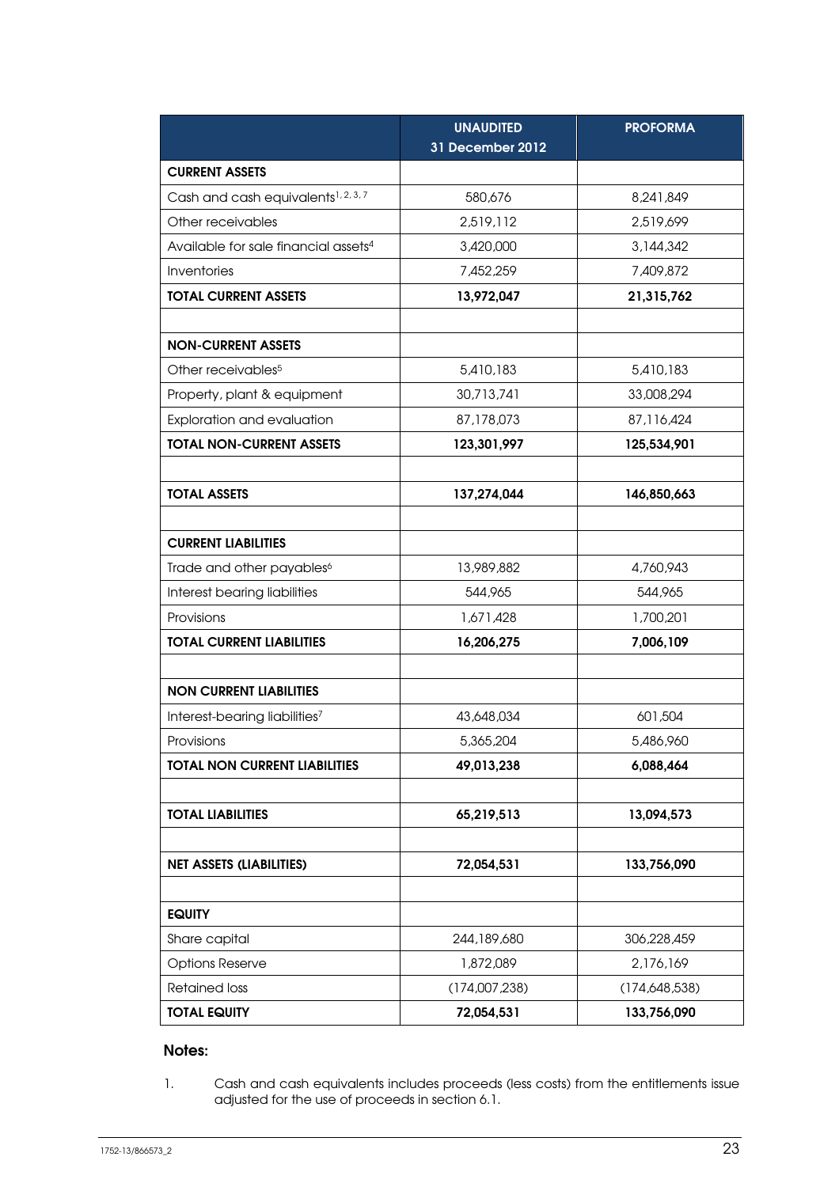| | UNAUDITED 31 December 2012 | PROFORMA |
|---|---|---|
| **CURRENT ASSETS** | | |
| Cash and cash equivalents[1, 2, 3, 7] | 580,676 | 8,241,849 |
| Other receivables | 2,519,112 | 2,519,699 |
| Available for sale financial assets[4] | 3,420,000 | 3,144,342 |
| Inventories | 7,452,259 | 7,409,872 |
| **TOTAL CURRENT ASSETS** | **13,972,047** | **21,315,762** |
| | | |
| **NON-CURRENT ASSETS** | | |
| Other receivables[5] | 5,410,183 | 5,410,183 |
| Property, plant & equipment | 30,713,741 | 33,008,294 |
| Exploration and evaluation | 87,178,073 | 87,116,424 |
| **TOTAL NON-CURRENT ASSETS** | **123,301,997** | **125,534,901** |
| | | |
| **TOTAL ASSETS** | **137,274,044** | **146,850,663** |
| | | |
| **CURRENT LIABILITIES** | | |
| Trade and other payables[6] | 13,989,882 | 4,760,943 |
| Interest bearing liabilities | 544,965 | 544,965 |
| Provisions | 1,671,428 | 1,700,201 |
| **TOTAL CURRENT LIABILITIES** | **16,206,275** | **7,006,109** |
| | | |
| **NON CURRENT LIABILITIES** | | |
| Interest-bearing liabilities[7] | 43,648,034 | 601,504 |
| Provisions | 5,365,204 | 5,486,960 |
| **TOTAL NON CURRENT LIABILITIES** | **49,013,238** | **6,088,464** |
| | | |
| **TOTAL LIABILITIES** | **65,219,513** | **13,094,573** |
| | | |
| **NET ASSETS (LIABILITIES)** | **72,054,531** | **133,756,090** |
| | | |
| **EQUITY** | | |
| Share capital | 244,189,680 | 306,228,459 |
| Options Reserve | 1,872,089 | 2,176,169 |
| Retained loss | (174,007,238) | (174,648,538) |
| **TOTAL EQUITY** | **72,054,531** | **133,756,090** |

**Notes:**

1. Cash and cash equivalents includes proceeds (less costs) from the entitlements issue adjusted for the use of proceeds in section 6.1.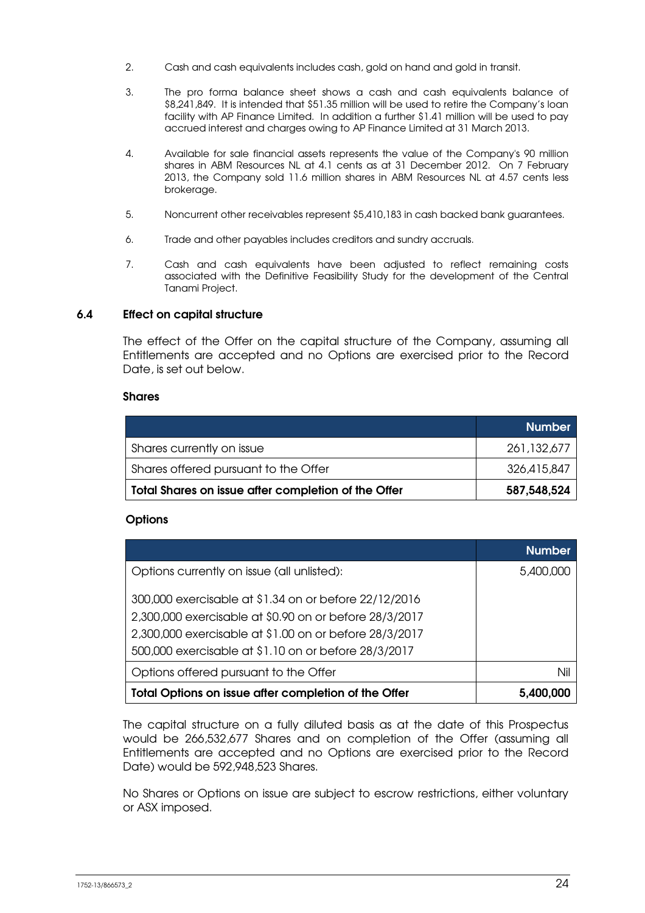2. Cash and cash equivalents includes cash, gold on hand and gold in transit.

3. The pro forma balance sheet shows a cash and cash equivalents balance of $8,241,849. It is intended that $51.35 million will be used to retire the Company's loan facility with AP Finance Limited. In addition a further $1.41 million will be used to pay accrued interest and charges owing to AP Finance Limited at 31 March 2013.

4. Available for sale financial assets represents the value of the Company's 90 million shares in ABM Resources NL at 4.1 cents as at 31 December 2012. On 7 February 2013, the Company sold 11.6 million shares in ABM Resources NL at 4.57 cents less brokerage.

5. Noncurrent other receivables represent $5,410,183 in cash backed bank guarantees.

6. Trade and other payables includes creditors and sundry accruals.

7. Cash and cash equivalents have been adjusted to reflect remaining costs associated with the Definitive Feasibility Study for the development of the Central Tanami Project.

## 6.4 Effect on capital structure

The effect of the Offer on the capital structure of the Company, assuming all Entitlements are accepted and no Options are exercised prior to the Record Date, is set out below.

**Shares**

| | Number |
|---|---|
| Shares currently on issue | 261,132,677 |
| Shares offered pursuant to the Offer | 326,415,847 |
| **Total Shares on issue after completion of the Offer** | **587,548,524** |

**Options**

| | Number |
|---|---|
| Options currently on issue (all unlisted):<br><br>300,000 exercisable at $1.34 on or before 22/12/2016<br>2,300,000 exercisable at $0.90 on or before 28/3/2017<br>2,300,000 exercisable at $1.00 on or before 28/3/2017<br>500,000 exercisable at $1.10 on or before 28/3/2017 | 5,400,000 |
| Options offered pursuant to the Offer | Nil |
| **Total Options on issue after completion of the Offer** | **5,400,000** |

The capital structure on a fully diluted basis as at the date of this Prospectus would be 266,532,677 Shares and on completion of the Offer (assuming all Entitlements are accepted and no Options are exercised prior to the Record Date) would be 592,948,523 Shares.

No Shares or Options on issue are subject to escrow restrictions, either voluntary or ASX imposed.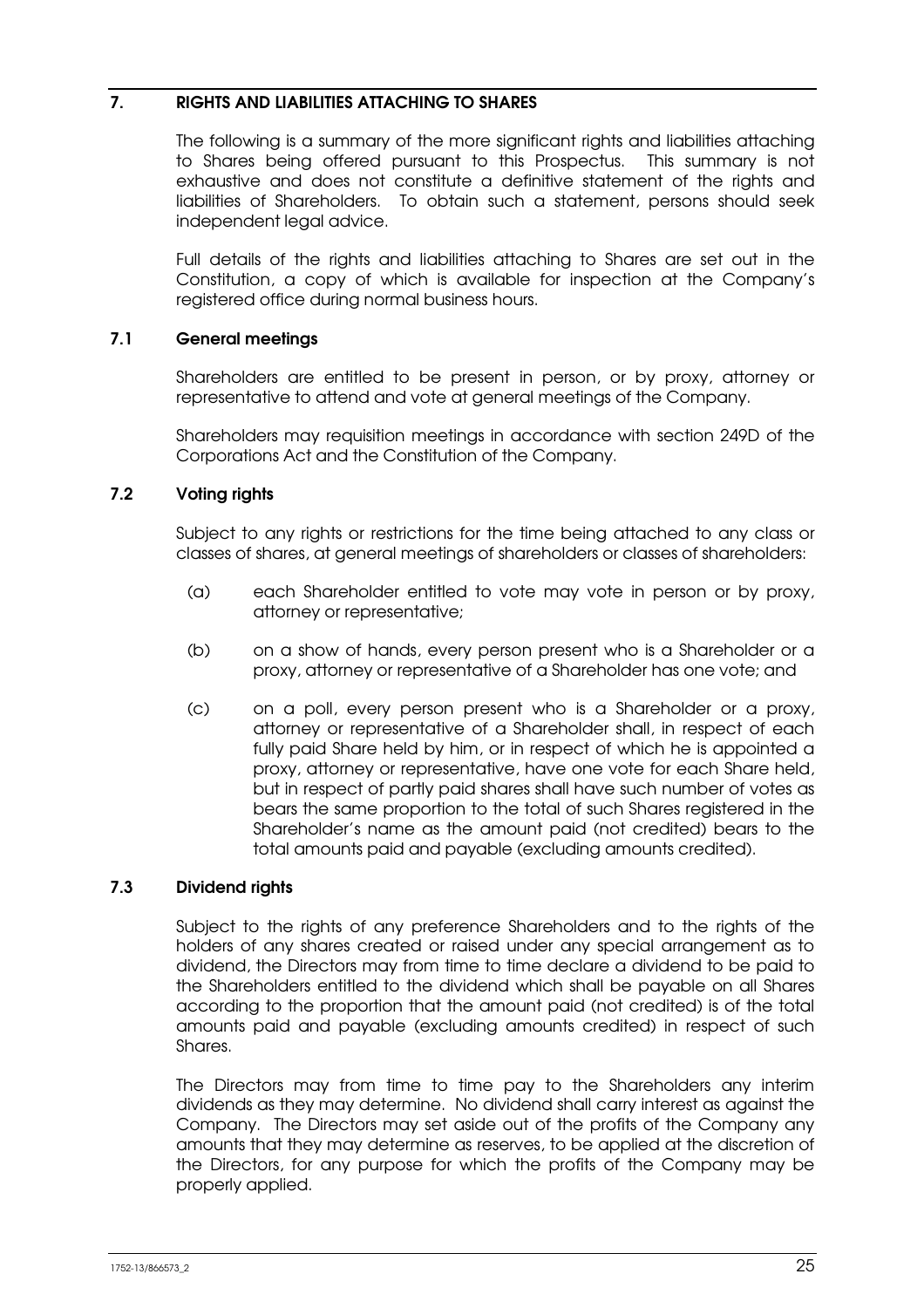## 7. RIGHTS AND LIABILITIES ATTACHING TO SHARES

The following is a summary of the more significant rights and liabilities attaching to Shares being offered pursuant to this Prospectus. This summary is not exhaustive and does not constitute a definitive statement of the rights and liabilities of Shareholders. To obtain such a statement, persons should seek independent legal advice.

Full details of the rights and liabilities attaching to Shares are set out in the Constitution, a copy of which is available for inspection at the Company's registered office during normal business hours.

### 7.1 General meetings

Shareholders are entitled to be present in person, or by proxy, attorney or representative to attend and vote at general meetings of the Company.

Shareholders may requisition meetings in accordance with section 249D of the Corporations Act and the Constitution of the Company.

### 7.2 Voting rights

Subject to any rights or restrictions for the time being attached to any class or classes of shares, at general meetings of shareholders or classes of shareholders:

(a) each Shareholder entitled to vote may vote in person or by proxy, attorney or representative;

(b) on a show of hands, every person present who is a Shareholder or a proxy, attorney or representative of a Shareholder has one vote; and

(c) on a poll, every person present who is a Shareholder or a proxy, attorney or representative of a Shareholder shall, in respect of each fully paid Share held by him, or in respect of which he is appointed a proxy, attorney or representative, have one vote for each Share held, but in respect of partly paid shares shall have such number of votes as bears the same proportion to the total of such Shares registered in the Shareholder's name as the amount paid (not credited) bears to the total amounts paid and payable (excluding amounts credited).

### 7.3 Dividend rights

Subject to the rights of any preference Shareholders and to the rights of the holders of any shares created or raised under any special arrangement as to dividend, the Directors may from time to time declare a dividend to be paid to the Shareholders entitled to the dividend which shall be payable on all Shares according to the proportion that the amount paid (not credited) is of the total amounts paid and payable (excluding amounts credited) in respect of such Shares.

The Directors may from time to time pay to the Shareholders any interim dividends as they may determine. No dividend shall carry interest as against the Company. The Directors may set aside out of the profits of the Company any amounts that they may determine as reserves, to be applied at the discretion of the Directors, for any purpose for which the profits of the Company may be properly applied.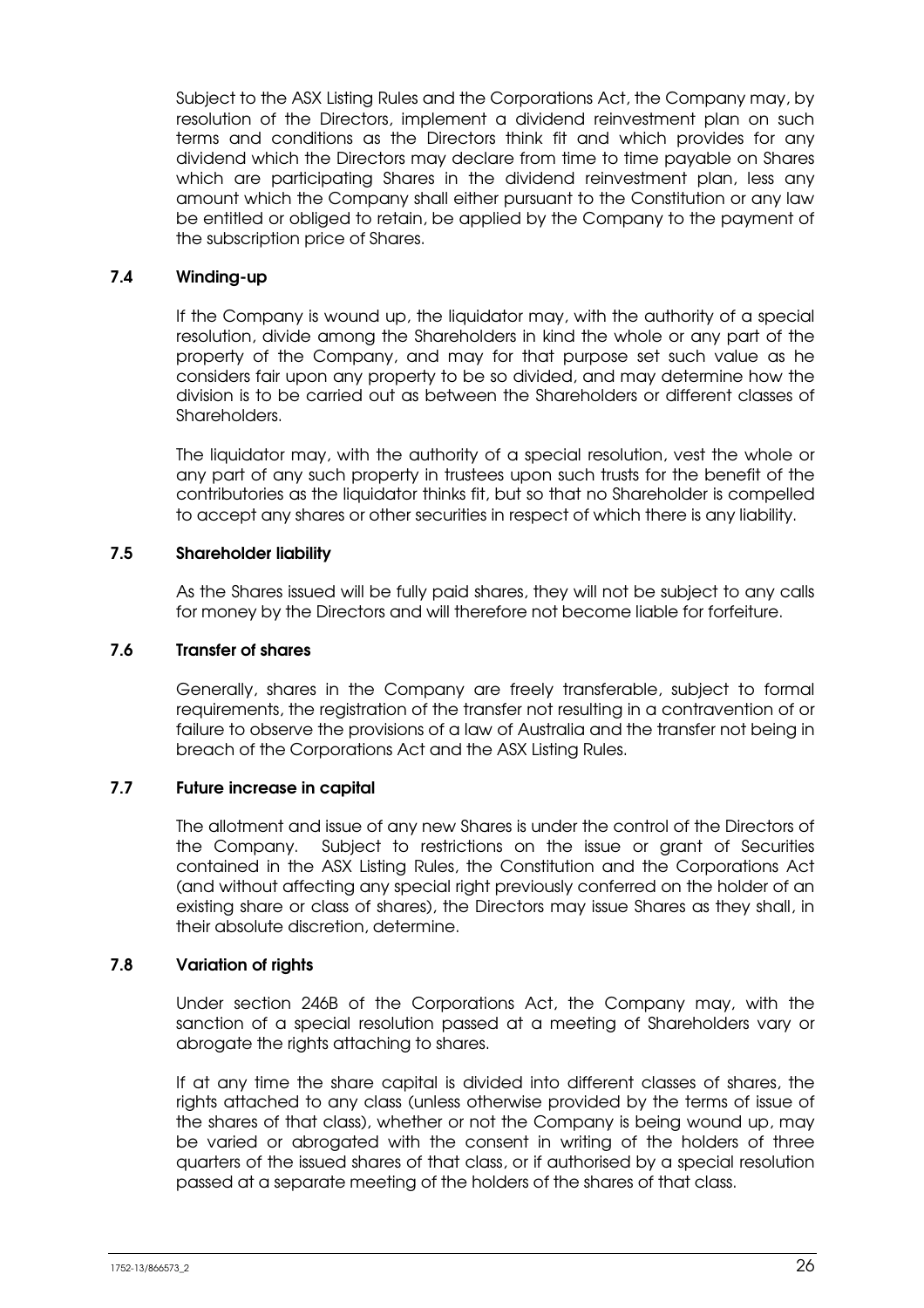Subject to the ASX Listing Rules and the Corporations Act, the Company may, by resolution of the Directors, implement a dividend reinvestment plan on such terms and conditions as the Directors think fit and which provides for any dividend which the Directors may declare from time to time payable on Shares which are participating Shares in the dividend reinvestment plan, less any amount which the Company shall either pursuant to the Constitution or any law be entitled or obliged to retain, be applied by the Company to the payment of the subscription price of Shares.

### 7.4 Winding-up

If the Company is wound up, the liquidator may, with the authority of a special resolution, divide among the Shareholders in kind the whole or any part of the property of the Company, and may for that purpose set such value as he considers fair upon any property to be so divided, and may determine how the division is to be carried out as between the Shareholders or different classes of Shareholders.

The liquidator may, with the authority of a special resolution, vest the whole or any part of any such property in trustees upon such trusts for the benefit of the contributories as the liquidator thinks fit, but so that no Shareholder is compelled to accept any shares or other securities in respect of which there is any liability.

### 7.5 Shareholder liability

As the Shares issued will be fully paid shares, they will not be subject to any calls for money by the Directors and will therefore not become liable for forfeiture.

### 7.6 Transfer of shares

Generally, shares in the Company are freely transferable, subject to formal requirements, the registration of the transfer not resulting in a contravention of or failure to observe the provisions of a law of Australia and the transfer not being in breach of the Corporations Act and the ASX Listing Rules.

### 7.7 Future increase in capital

The allotment and issue of any new Shares is under the control of the Directors of the Company. Subject to restrictions on the issue or grant of Securities contained in the ASX Listing Rules, the Constitution and the Corporations Act (and without affecting any special right previously conferred on the holder of an existing share or class of shares), the Directors may issue Shares as they shall, in their absolute discretion, determine.

### 7.8 Variation of rights

Under section 246B of the Corporations Act, the Company may, with the sanction of a special resolution passed at a meeting of Shareholders vary or abrogate the rights attaching to shares.

If at any time the share capital is divided into different classes of shares, the rights attached to any class (unless otherwise provided by the terms of issue of the shares of that class), whether or not the Company is being wound up, may be varied or abrogated with the consent in writing of the holders of three quarters of the issued shares of that class, or if authorised by a special resolution passed at a separate meeting of the holders of the shares of that class.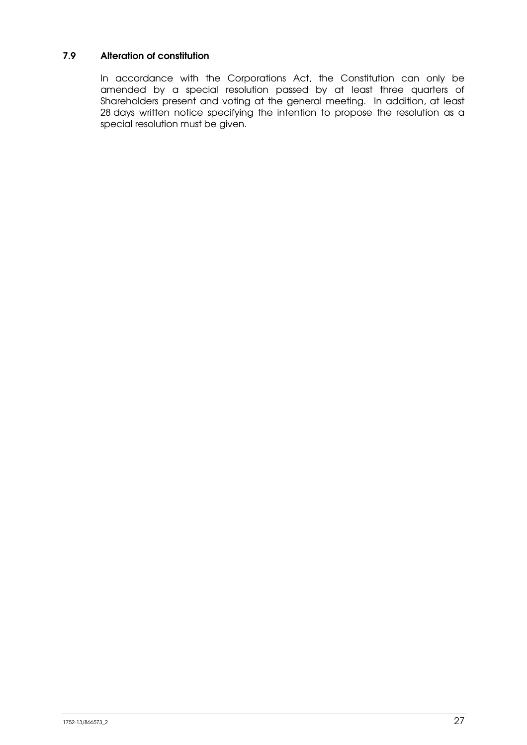### 7.9 Alteration of constitution

In accordance with the Corporations Act, the Constitution can only be amended by a special resolution passed by at least three quarters of Shareholders present and voting at the general meeting. In addition, at least 28 days written notice specifying the intention to propose the resolution as a special resolution must be given.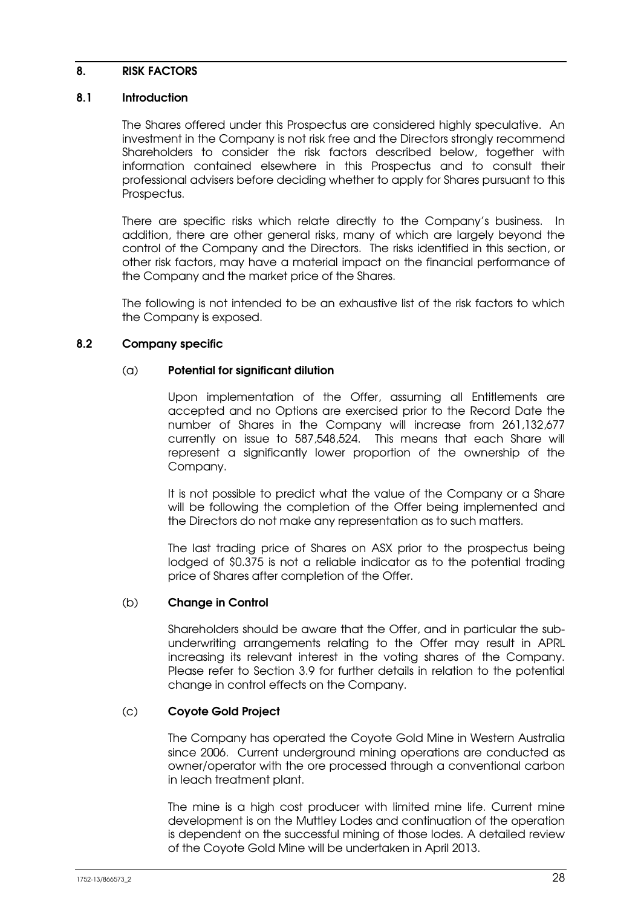## 8. RISK FACTORS

### 8.1 Introduction

The Shares offered under this Prospectus are considered highly speculative. An investment in the Company is not risk free and the Directors strongly recommend Shareholders to consider the risk factors described below, together with information contained elsewhere in this Prospectus and to consult their professional advisers before deciding whether to apply for Shares pursuant to this Prospectus.

There are specific risks which relate directly to the Company's business. In addition, there are other general risks, many of which are largely beyond the control of the Company and the Directors. The risks identified in this section, or other risk factors, may have a material impact on the financial performance of the Company and the market price of the Shares.

The following is not intended to be an exhaustive list of the risk factors to which the Company is exposed.

### 8.2 Company specific

(a) **Potential for significant dilution**

Upon implementation of the Offer, assuming all Entitlements are accepted and no Options are exercised prior to the Record Date the number of Shares in the Company will increase from 261,132,677 currently on issue to 587,548,524. This means that each Share will represent a significantly lower proportion of the ownership of the Company.

It is not possible to predict what the value of the Company or a Share will be following the completion of the Offer being implemented and the Directors do not make any representation as to such matters.

The last trading price of Shares on ASX prior to the prospectus being lodged of $0.375 is not a reliable indicator as to the potential trading price of Shares after completion of the Offer.

(b) **Change in Control**

Shareholders should be aware that the Offer, and in particular the sub-underwriting arrangements relating to the Offer may result in APRL increasing its relevant interest in the voting shares of the Company. Please refer to Section 3.9 for further details in relation to the potential change in control effects on the Company.

(c) **Coyote Gold Project**

The Company has operated the Coyote Gold Mine in Western Australia since 2006. Current underground mining operations are conducted as owner/operator with the ore processed through a conventional carbon in leach treatment plant.

The mine is a high cost producer with limited mine life. Current mine development is on the Muttley Lodes and continuation of the operation is dependent on the successful mining of those lodes. A detailed review of the Coyote Gold Mine will be undertaken in April 2013.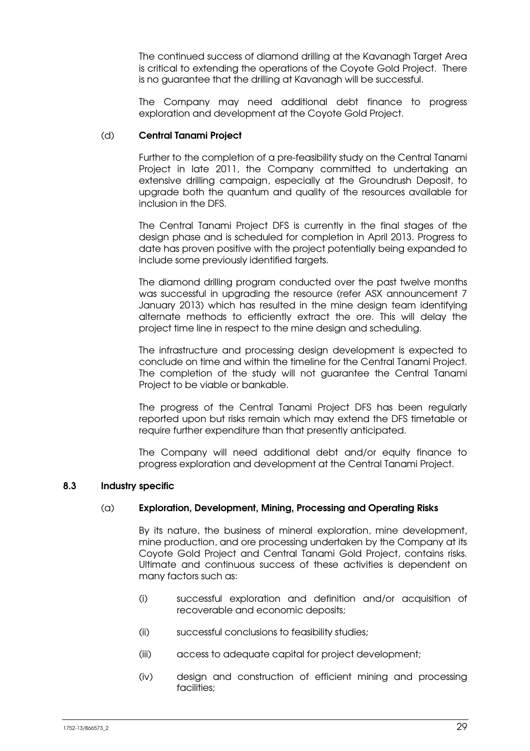The continued success of diamond drilling at the Kavanagh Target Area is critical to extending the operations of the Coyote Gold Project. There is no guarantee that the drilling at Kavanagh will be successful.

The Company may need additional debt finance to progress exploration and development at the Coyote Gold Project.

(d) **Central Tanami Project**

Further to the completion of a pre-feasibility study on the Central Tanami Project in late 2011, the Company committed to undertaking an extensive drilling campaign, especially at the Groundrush Deposit, to upgrade both the quantum and quality of the resources available for inclusion in the DFS.

The Central Tanami Project DFS is currently in the final stages of the design phase and is scheduled for completion in April 2013. Progress to date has proven positive with the project potentially being expanded to include some previously identified targets.

The diamond drilling program conducted over the past twelve months was successful in upgrading the resource (refer ASX announcement 7 January 2013) which has resulted in the mine design team identifying alternate methods to efficiently extract the ore. This will delay the project time line in respect to the mine design and scheduling.

The infrastructure and processing design development is expected to conclude on time and within the timeline for the Central Tanami Project. The completion of the study will not guarantee the Central Tanami Project to be viable or bankable.

The progress of the Central Tanami Project DFS has been regularly reported upon but risks remain which may extend the DFS timetable or require further expenditure than that presently anticipated.

The Company will need additional debt and/or equity finance to progress exploration and development at the Central Tanami Project.

### 8.3 Industry specific

(a) **Exploration, Development, Mining, Processing and Operating Risks**

By its nature, the business of mineral exploration, mine development, mine production, and ore processing undertaken by the Company at its Coyote Gold Project and Central Tanami Gold Project, contains risks. Ultimate and continuous success of these activities is dependent on many factors such as:

(i) successful exploration and definition and/or acquisition of recoverable and economic deposits;

(ii) successful conclusions to feasibility studies;

(iii) access to adequate capital for project development;

(iv) design and construction of efficient mining and processing facilities;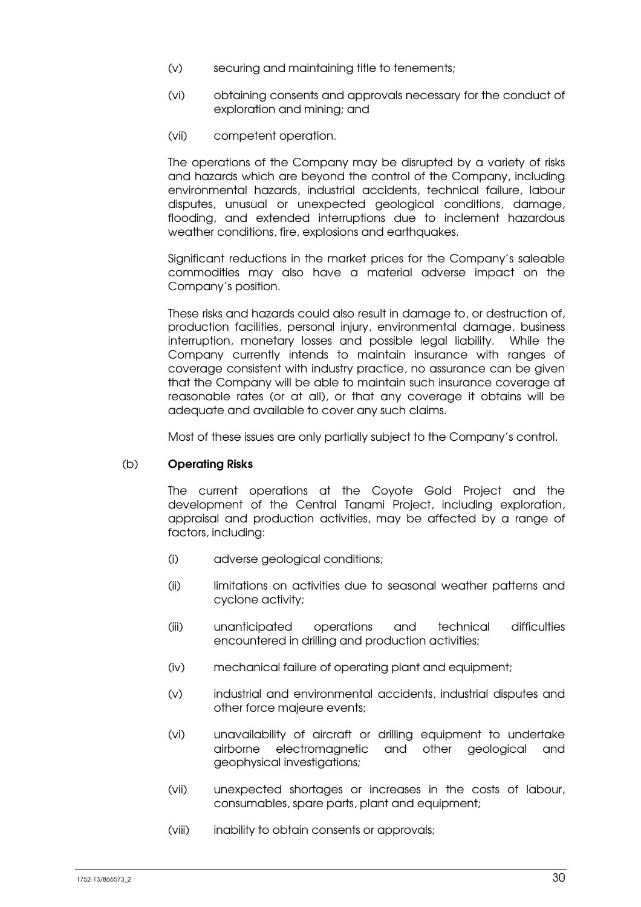(v) securing and maintaining title to tenements;

(vi) obtaining consents and approvals necessary for the conduct of exploration and mining; and

(vii) competent operation.

The operations of the Company may be disrupted by a variety of risks and hazards which are beyond the control of the Company, including environmental hazards, industrial accidents, technical failure, labour disputes, unusual or unexpected geological conditions, damage, flooding, and extended interruptions due to inclement hazardous weather conditions, fire, explosions and earthquakes.

Significant reductions in the market prices for the Company's saleable commodities may also have a material adverse impact on the Company's position.

These risks and hazards could also result in damage to, or destruction of, production facilities, personal injury, environmental damage, business interruption, monetary losses and possible legal liability. While the Company currently intends to maintain insurance with ranges of coverage consistent with industry practice, no assurance can be given that the Company will be able to maintain such insurance coverage at reasonable rates (or at all), or that any coverage it obtains will be adequate and available to cover any such claims.

Most of these issues are only partially subject to the Company's control.

(b) **Operating Risks**

The current operations at the Coyote Gold Project and the development of the Central Tanami Project, including exploration, appraisal and production activities, may be affected by a range of factors, including:

(i) adverse geological conditions;

(ii) limitations on activities due to seasonal weather patterns and cyclone activity;

(iii) unanticipated operations and technical difficulties encountered in drilling and production activities;

(iv) mechanical failure of operating plant and equipment;

(v) industrial and environmental accidents, industrial disputes and other force majeure events;

(vi) unavailability of aircraft or drilling equipment to undertake airborne electromagnetic and other geological and geophysical investigations;

(vii) unexpected shortages or increases in the costs of labour, consumables, spare parts, plant and equipment;

(viii) inability to obtain consents or approvals;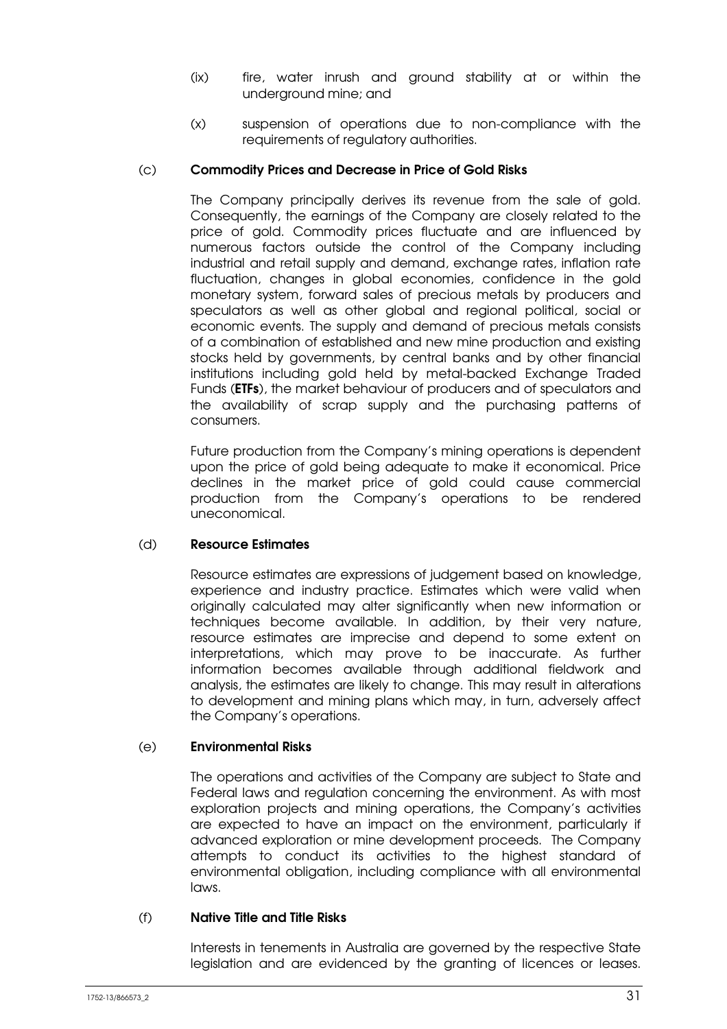(ix) fire, water inrush and ground stability at or within the underground mine; and

(x) suspension of operations due to non-compliance with the requirements of regulatory authorities.

(c) **Commodity Prices and Decrease in Price of Gold Risks**

The Company principally derives its revenue from the sale of gold. Consequently, the earnings of the Company are closely related to the price of gold. Commodity prices fluctuate and are influenced by numerous factors outside the control of the Company including industrial and retail supply and demand, exchange rates, inflation rate fluctuation, changes in global economies, confidence in the gold monetary system, forward sales of precious metals by producers and speculators as well as other global and regional political, social or economic events. The supply and demand of precious metals consists of a combination of established and new mine production and existing stocks held by governments, by central banks and by other financial institutions including gold held by metal-backed Exchange Traded Funds (**ETFs**), the market behaviour of producers and of speculators and the availability of scrap supply and the purchasing patterns of consumers.

Future production from the Company's mining operations is dependent upon the price of gold being adequate to make it economical. Price declines in the market price of gold could cause commercial production from the Company's operations to be rendered uneconomical.

(d) **Resource Estimates**

Resource estimates are expressions of judgement based on knowledge, experience and industry practice. Estimates which were valid when originally calculated may alter significantly when new information or techniques become available. In addition, by their very nature, resource estimates are imprecise and depend to some extent on interpretations, which may prove to be inaccurate. As further information becomes available through additional fieldwork and analysis, the estimates are likely to change. This may result in alterations to development and mining plans which may, in turn, adversely affect the Company's operations.

(e) **Environmental Risks**

The operations and activities of the Company are subject to State and Federal laws and regulation concerning the environment. As with most exploration projects and mining operations, the Company's activities are expected to have an impact on the environment, particularly if advanced exploration or mine development proceeds. The Company attempts to conduct its activities to the highest standard of environmental obligation, including compliance with all environmental laws.

(f) **Native Title and Title Risks**

Interests in tenements in Australia are governed by the respective State legislation and are evidenced by the granting of licences or leases.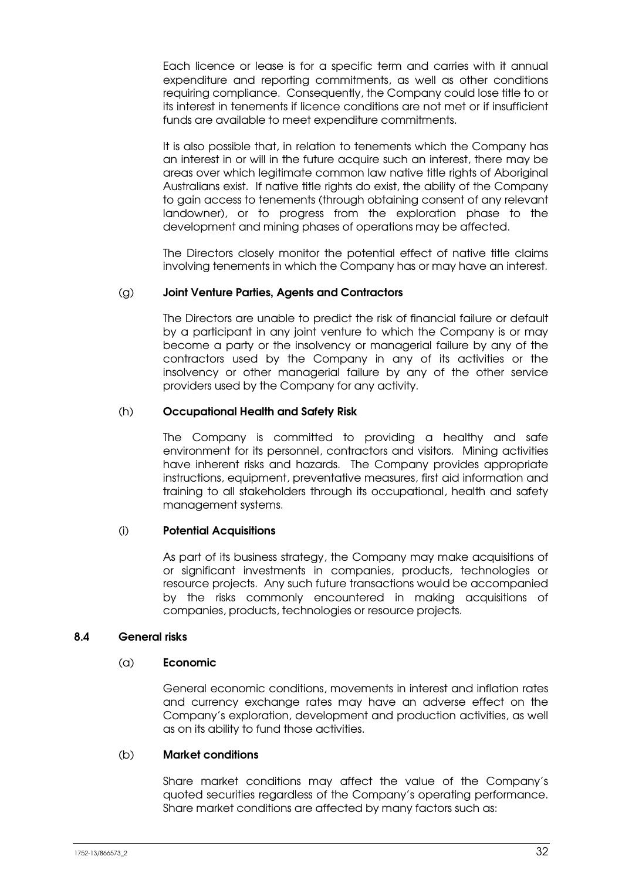Each licence or lease is for a specific term and carries with it annual expenditure and reporting commitments, as well as other conditions requiring compliance. Consequently, the Company could lose title to or its interest in tenements if licence conditions are not met or if insufficient funds are available to meet expenditure commitments.

It is also possible that, in relation to tenements which the Company has an interest in or will in the future acquire such an interest, there may be areas over which legitimate common law native title rights of Aboriginal Australians exist. If native title rights do exist, the ability of the Company to gain access to tenements (through obtaining consent of any relevant landowner), or to progress from the exploration phase to the development and mining phases of operations may be affected.

The Directors closely monitor the potential effect of native title claims involving tenements in which the Company has or may have an interest.

(g) **Joint Venture Parties, Agents and Contractors**

The Directors are unable to predict the risk of financial failure or default by a participant in any joint venture to which the Company is or may become a party or the insolvency or managerial failure by any of the contractors used by the Company in any of its activities or the insolvency or other managerial failure by any of the other service providers used by the Company for any activity.

(h) **Occupational Health and Safety Risk**

The Company is committed to providing a healthy and safe environment for its personnel, contractors and visitors. Mining activities have inherent risks and hazards. The Company provides appropriate instructions, equipment, preventative measures, first aid information and training to all stakeholders through its occupational, health and safety management systems.

(i) **Potential Acquisitions**

As part of its business strategy, the Company may make acquisitions of or significant investments in companies, products, technologies or resource projects. Any such future transactions would be accompanied by the risks commonly encountered in making acquisitions of companies, products, technologies or resource projects.

### 8.4 General risks

(a) **Economic**

General economic conditions, movements in interest and inflation rates and currency exchange rates may have an adverse effect on the Company's exploration, development and production activities, as well as on its ability to fund those activities.

(b) **Market conditions**

Share market conditions may affect the value of the Company's quoted securities regardless of the Company's operating performance. Share market conditions are affected by many factors such as: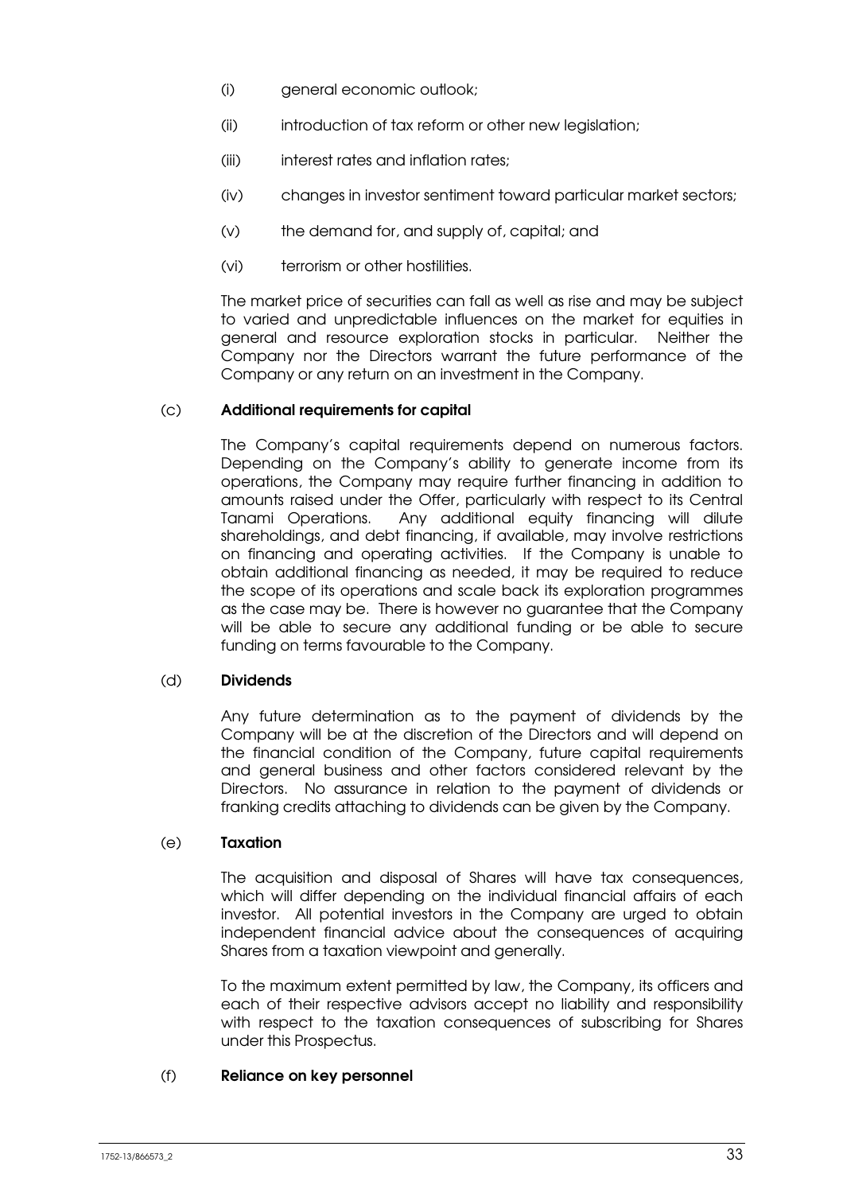(i) general economic outlook;

(ii) introduction of tax reform or other new legislation;

(iii) interest rates and inflation rates;

(iv) changes in investor sentiment toward particular market sectors;

(v) the demand for, and supply of, capital; and

(vi) terrorism or other hostilities.

The market price of securities can fall as well as rise and may be subject to varied and unpredictable influences on the market for equities in general and resource exploration stocks in particular. Neither the Company nor the Directors warrant the future performance of the Company or any return on an investment in the Company.

(c) **Additional requirements for capital**

The Company's capital requirements depend on numerous factors. Depending on the Company's ability to generate income from its operations, the Company may require further financing in addition to amounts raised under the Offer, particularly with respect to its Central Tanami Operations. Any additional equity financing will dilute shareholdings, and debt financing, if available, may involve restrictions on financing and operating activities. If the Company is unable to obtain additional financing as needed, it may be required to reduce the scope of its operations and scale back its exploration programmes as the case may be. There is however no guarantee that the Company will be able to secure any additional funding or be able to secure funding on terms favourable to the Company.

(d) **Dividends**

Any future determination as to the payment of dividends by the Company will be at the discretion of the Directors and will depend on the financial condition of the Company, future capital requirements and general business and other factors considered relevant by the Directors. No assurance in relation to the payment of dividends or franking credits attaching to dividends can be given by the Company.

(e) **Taxation**

The acquisition and disposal of Shares will have tax consequences, which will differ depending on the individual financial affairs of each investor. All potential investors in the Company are urged to obtain independent financial advice about the consequences of acquiring Shares from a taxation viewpoint and generally.

To the maximum extent permitted by law, the Company, its officers and each of their respective advisors accept no liability and responsibility with respect to the taxation consequences of subscribing for Shares under this Prospectus.

(f) **Reliance on key personnel**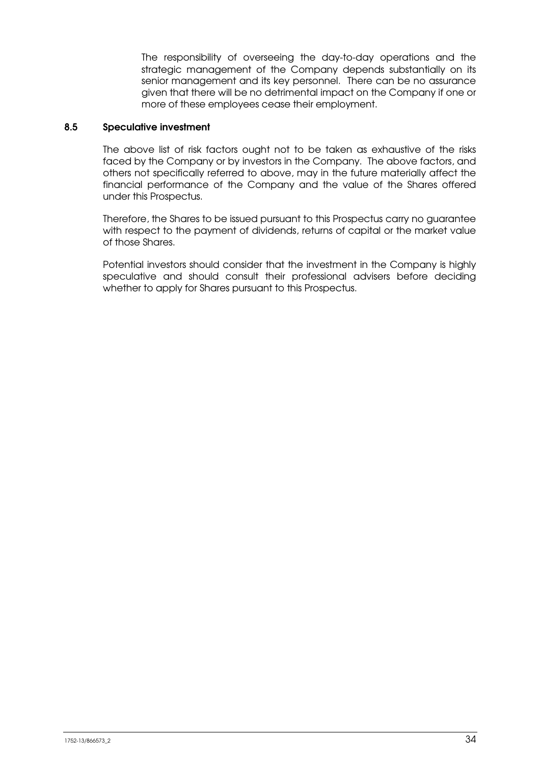The responsibility of overseeing the day-to-day operations and the strategic management of the Company depends substantially on its senior management and its key personnel. There can be no assurance given that there will be no detrimental impact on the Company if one or more of these employees cease their employment.

### 8.5 Speculative investment

The above list of risk factors ought not to be taken as exhaustive of the risks faced by the Company or by investors in the Company. The above factors, and others not specifically referred to above, may in the future materially affect the financial performance of the Company and the value of the Shares offered under this Prospectus.

Therefore, the Shares to be issued pursuant to this Prospectus carry no guarantee with respect to the payment of dividends, returns of capital or the market value of those Shares.

Potential investors should consider that the investment in the Company is highly speculative and should consult their professional advisers before deciding whether to apply for Shares pursuant to this Prospectus.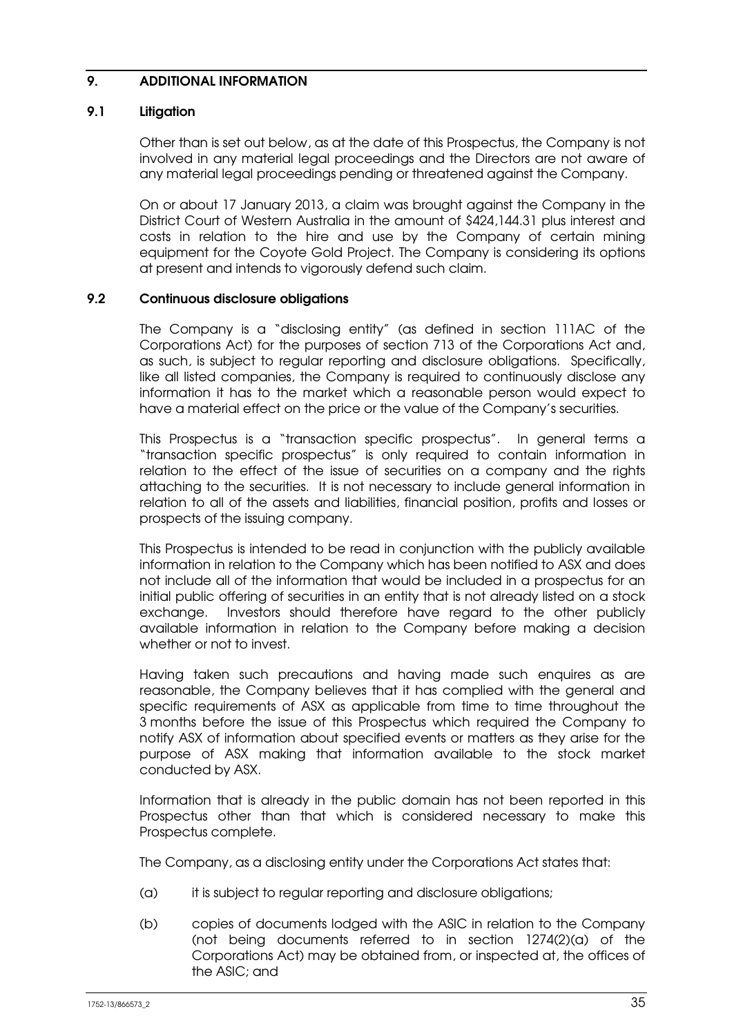## 9. ADDITIONAL INFORMATION

### 9.1 Litigation

Other than is set out below, as at the date of this Prospectus, the Company is not involved in any material legal proceedings and the Directors are not aware of any material legal proceedings pending or threatened against the Company.

On or about 17 January 2013, a claim was brought against the Company in the District Court of Western Australia in the amount of $424,144.31 plus interest and costs in relation to the hire and use by the Company of certain mining equipment for the Coyote Gold Project. The Company is considering its options at present and intends to vigorously defend such claim.

### 9.2 Continuous disclosure obligations

The Company is a "disclosing entity" (as defined in section 111AC of the Corporations Act) for the purposes of section 713 of the Corporations Act and, as such, is subject to regular reporting and disclosure obligations. Specifically, like all listed companies, the Company is required to continuously disclose any information it has to the market which a reasonable person would expect to have a material effect on the price or the value of the Company's securities.

This Prospectus is a "transaction specific prospectus". In general terms a "transaction specific prospectus" is only required to contain information in relation to the effect of the issue of securities on a company and the rights attaching to the securities. It is not necessary to include general information in relation to all of the assets and liabilities, financial position, profits and losses or prospects of the issuing company.

This Prospectus is intended to be read in conjunction with the publicly available information in relation to the Company which has been notified to ASX and does not include all of the information that would be included in a prospectus for an initial public offering of securities in an entity that is not already listed on a stock exchange. Investors should therefore have regard to the other publicly available information in relation to the Company before making a decision whether or not to invest.

Having taken such precautions and having made such enquires as are reasonable, the Company believes that it has complied with the general and specific requirements of ASX as applicable from time to time throughout the 3 months before the issue of this Prospectus which required the Company to notify ASX of information about specified events or matters as they arise for the purpose of ASX making that information available to the stock market conducted by ASX.

Information that is already in the public domain has not been reported in this Prospectus other than that which is considered necessary to make this Prospectus complete.

The Company, as a disclosing entity under the Corporations Act states that:

(a) it is subject to regular reporting and disclosure obligations;

(b) copies of documents lodged with the ASIC in relation to the Company (not being documents referred to in section 1274(2)(a) of the Corporations Act) may be obtained from, or inspected at, the offices of the ASIC; and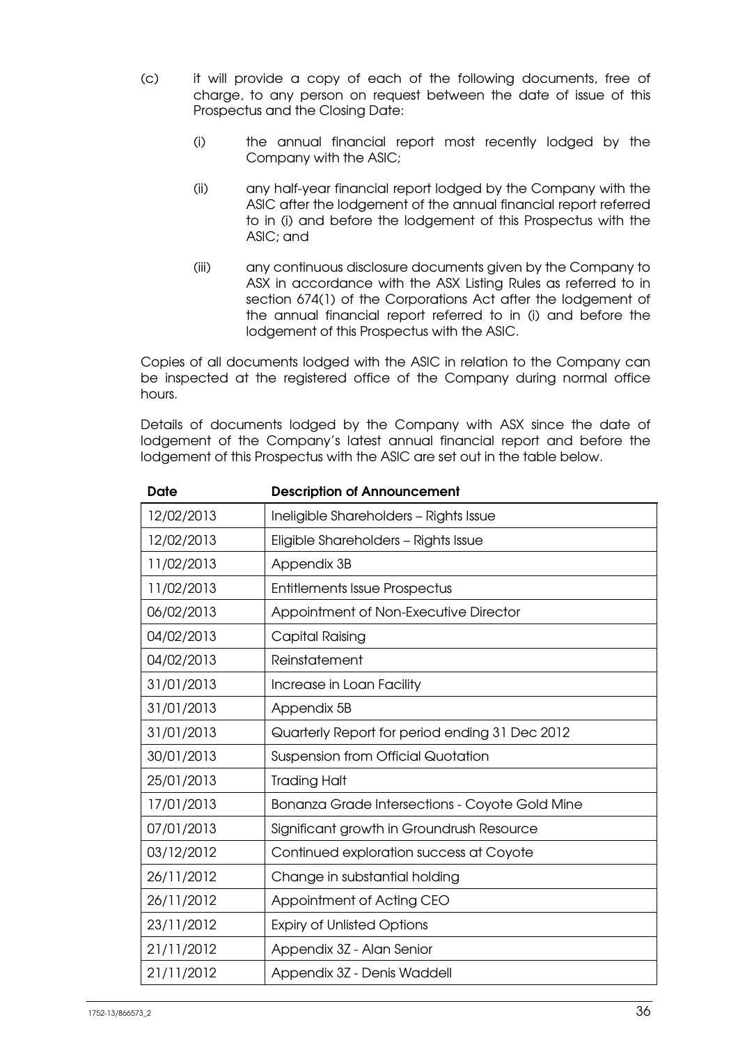(c) it will provide a copy of each of the following documents, free of charge, to any person on request between the date of issue of this Prospectus and the Closing Date:

   (i) the annual financial report most recently lodged by the Company with the ASIC;

   (ii) any half-year financial report lodged by the Company with the ASIC after the lodgement of the annual financial report referred to in (i) and before the lodgement of this Prospectus with the ASIC; and

   (iii) any continuous disclosure documents given by the Company to ASX in accordance with the ASX Listing Rules as referred to in section 674(1) of the Corporations Act after the lodgement of the annual financial report referred to in (i) and before the lodgement of this Prospectus with the ASIC.

Copies of all documents lodged with the ASIC in relation to the Company can be inspected at the registered office of the Company during normal office hours.

Details of documents lodged by the Company with ASX since the date of lodgement of the Company's latest annual financial report and before the lodgement of this Prospectus with the ASIC are set out in the table below.

| Date | Description of Announcement |
|---|---|
| 12/02/2013 | Ineligible Shareholders – Rights Issue |
| 12/02/2013 | Eligible Shareholders – Rights Issue |
| 11/02/2013 | Appendix 3B |
| 11/02/2013 | Entitlements Issue Prospectus |
| 06/02/2013 | Appointment of Non-Executive Director |
| 04/02/2013 | Capital Raising |
| 04/02/2013 | Reinstatement |
| 31/01/2013 | Increase in Loan Facility |
| 31/01/2013 | Appendix 5B |
| 31/01/2013 | Quarterly Report for period ending 31 Dec 2012 |
| 30/01/2013 | Suspension from Official Quotation |
| 25/01/2013 | Trading Halt |
| 17/01/2013 | Bonanza Grade Intersections - Coyote Gold Mine |
| 07/01/2013 | Significant growth in Groundrush Resource |
| 03/12/2012 | Continued exploration success at Coyote |
| 26/11/2012 | Change in substantial holding |
| 26/11/2012 | Appointment of Acting CEO |
| 23/11/2012 | Expiry of Unlisted Options |
| 21/11/2012 | Appendix 3Z - Alan Senior |
| 21/11/2012 | Appendix 3Z - Denis Waddell |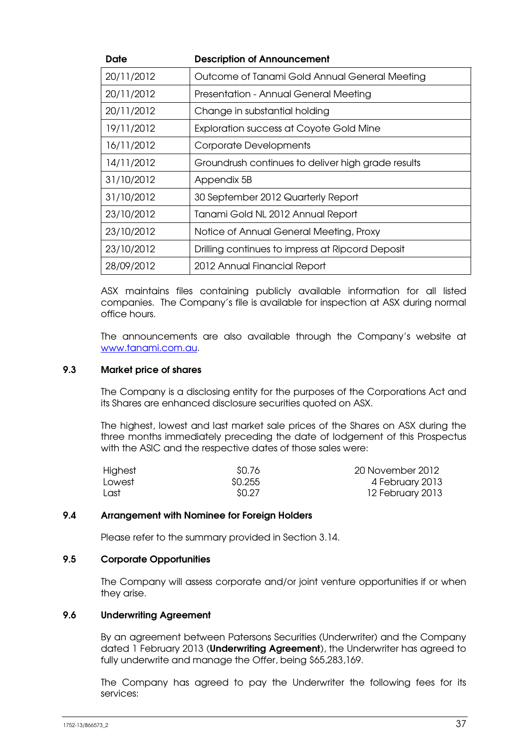| Date | Description of Announcement |
|---|---|
| 20/11/2012 | Outcome of Tanami Gold Annual General Meeting |
| 20/11/2012 | Presentation - Annual General Meeting |
| 20/11/2012 | Change in substantial holding |
| 19/11/2012 | Exploration success at Coyote Gold Mine |
| 16/11/2012 | Corporate Developments |
| 14/11/2012 | Groundrush continues to deliver high grade results |
| 31/10/2012 | Appendix 5B |
| 31/10/2012 | 30 September 2012 Quarterly Report |
| 23/10/2012 | Tanami Gold NL 2012 Annual Report |
| 23/10/2012 | Notice of Annual General Meeting, Proxy |
| 23/10/2012 | Drilling continues to impress at Ripcord Deposit |
| 28/09/2012 | 2012 Annual Financial Report |

ASX maintains files containing publicly available information for all listed companies. The Company's file is available for inspection at ASX during normal office hours.

The announcements are also available through the Company's website at www.tanami.com.au.

## 9.3 Market price of shares

The Company is a disclosing entity for the purposes of the Corporations Act and its Shares are enhanced disclosure securities quoted on ASX.

The highest, lowest and last market sale prices of the Shares on ASX during the three months immediately preceding the date of lodgement of this Prospectus with the ASIC and the respective dates of those sales were:

| | | |
|---|---|---|
| Highest | $0.76 | 20 November 2012 |
| Lowest | $0.255 | 4 February 2013 |
| Last | $0.27 | 12 February 2013 |

## 9.4 Arrangement with Nominee for Foreign Holders

Please refer to the summary provided in Section 3.14.

## 9.5 Corporate Opportunities

The Company will assess corporate and/or joint venture opportunities if or when they arise.

## 9.6 Underwriting Agreement

By an agreement between Patersons Securities (Underwriter) and the Company dated 1 February 2013 (**Underwriting Agreement**), the Underwriter has agreed to fully underwrite and manage the Offer, being $65,283,169.

The Company has agreed to pay the Underwriter the following fees for its services: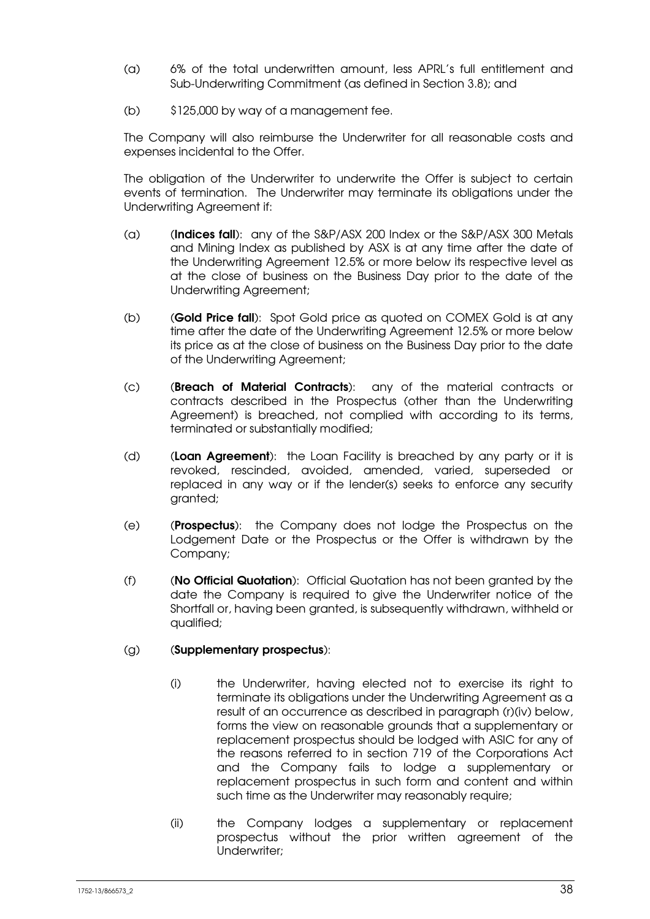(a) 6% of the total underwritten amount, less APRL's full entitlement and Sub-Underwriting Commitment (as defined in Section 3.8); and

(b) $125,000 by way of a management fee.

The Company will also reimburse the Underwriter for all reasonable costs and expenses incidental to the Offer.

The obligation of the Underwriter to underwrite the Offer is subject to certain events of termination. The Underwriter may terminate its obligations under the Underwriting Agreement if:

(a) (**Indices fall**): any of the S&P/ASX 200 Index or the S&P/ASX 300 Metals and Mining Index as published by ASX is at any time after the date of the Underwriting Agreement 12.5% or more below its respective level as at the close of business on the Business Day prior to the date of the Underwriting Agreement;

(b) (**Gold Price fall**): Spot Gold price as quoted on COMEX Gold is at any time after the date of the Underwriting Agreement 12.5% or more below its price as at the close of business on the Business Day prior to the date of the Underwriting Agreement;

(c) (**Breach of Material Contracts**): any of the material contracts or contracts described in the Prospectus (other than the Underwriting Agreement) is breached, not complied with according to its terms, terminated or substantially modified;

(d) (**Loan Agreement**): the Loan Facility is breached by any party or it is revoked, rescinded, avoided, amended, varied, superseded or replaced in any way or if the lender(s) seeks to enforce any security granted;

(e) (**Prospectus**): the Company does not lodge the Prospectus on the Lodgement Date or the Prospectus or the Offer is withdrawn by the Company;

(f) (**No Official Quotation**): Official Quotation has not been granted by the date the Company is required to give the Underwriter notice of the Shortfall or, having been granted, is subsequently withdrawn, withheld or qualified;

(g) (**Supplementary prospectus**):

(i) the Underwriter, having elected not to exercise its right to terminate its obligations under the Underwriting Agreement as a result of an occurrence as described in paragraph (r)(iv) below, forms the view on reasonable grounds that a supplementary or replacement prospectus should be lodged with ASIC for any of the reasons referred to in section 719 of the Corporations Act and the Company fails to lodge a supplementary or replacement prospectus in such form and content and within such time as the Underwriter may reasonably require;

(ii) the Company lodges a supplementary or replacement prospectus without the prior written agreement of the Underwriter;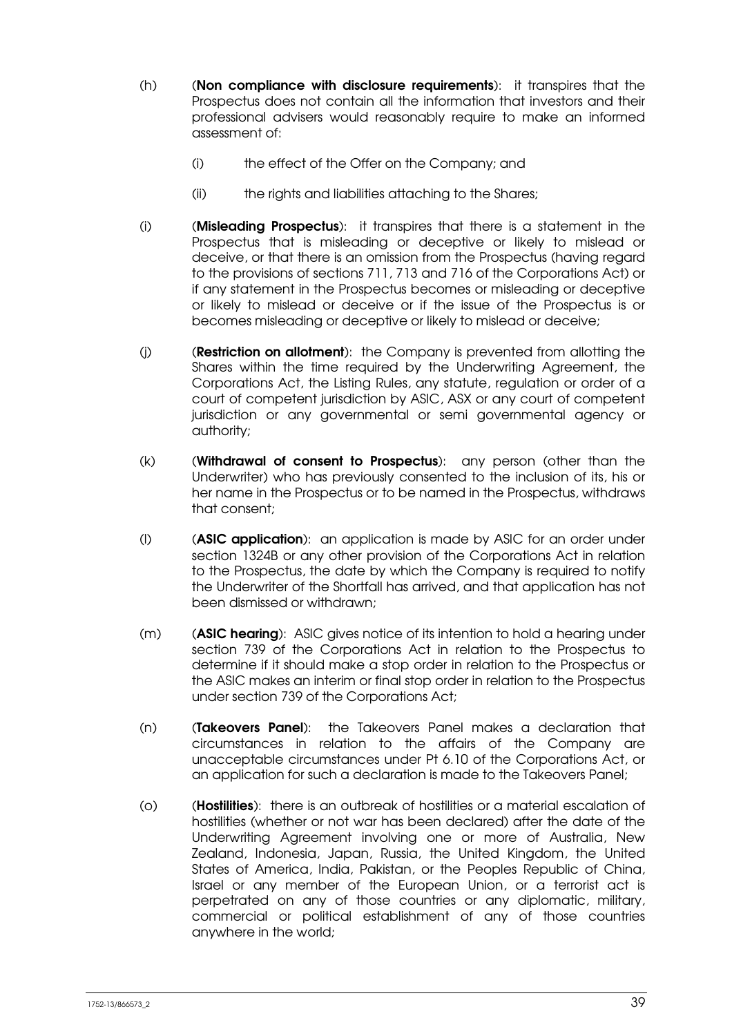(h) (**Non compliance with disclosure requirements**): it transpires that the Prospectus does not contain all the information that investors and their professional advisers would reasonably require to make an informed assessment of:

   (i) the effect of the Offer on the Company; and

   (ii) the rights and liabilities attaching to the Shares;

(i) (**Misleading Prospectus**): it transpires that there is a statement in the Prospectus that is misleading or deceptive or likely to mislead or deceive, or that there is an omission from the Prospectus (having regard to the provisions of sections 711, 713 and 716 of the Corporations Act) or if any statement in the Prospectus becomes or misleading or deceptive or likely to mislead or deceive or if the issue of the Prospectus is or becomes misleading or deceptive or likely to mislead or deceive;

(j) (**Restriction on allotment**): the Company is prevented from allotting the Shares within the time required by the Underwriting Agreement, the Corporations Act, the Listing Rules, any statute, regulation or order of a court of competent jurisdiction by ASIC, ASX or any court of competent jurisdiction or any governmental or semi governmental agency or authority;

(k) (**Withdrawal of consent to Prospectus**): any person (other than the Underwriter) who has previously consented to the inclusion of its, his or her name in the Prospectus or to be named in the Prospectus, withdraws that consent;

(l) (**ASIC application**): an application is made by ASIC for an order under section 1324B or any other provision of the Corporations Act in relation to the Prospectus, the date by which the Company is required to notify the Underwriter of the Shortfall has arrived, and that application has not been dismissed or withdrawn;

(m) (**ASIC hearing**): ASIC gives notice of its intention to hold a hearing under section 739 of the Corporations Act in relation to the Prospectus to determine if it should make a stop order in relation to the Prospectus or the ASIC makes an interim or final stop order in relation to the Prospectus under section 739 of the Corporations Act;

(n) (**Takeovers Panel**): the Takeovers Panel makes a declaration that circumstances in relation to the affairs of the Company are unacceptable circumstances under Pt 6.10 of the Corporations Act, or an application for such a declaration is made to the Takeovers Panel;

(o) (**Hostilities**): there is an outbreak of hostilities or a material escalation of hostilities (whether or not war has been declared) after the date of the Underwriting Agreement involving one or more of Australia, New Zealand, Indonesia, Japan, Russia, the United Kingdom, the United States of America, India, Pakistan, or the Peoples Republic of China, Israel or any member of the European Union, or a terrorist act is perpetrated on any of those countries or any diplomatic, military, commercial or political establishment of any of those countries anywhere in the world;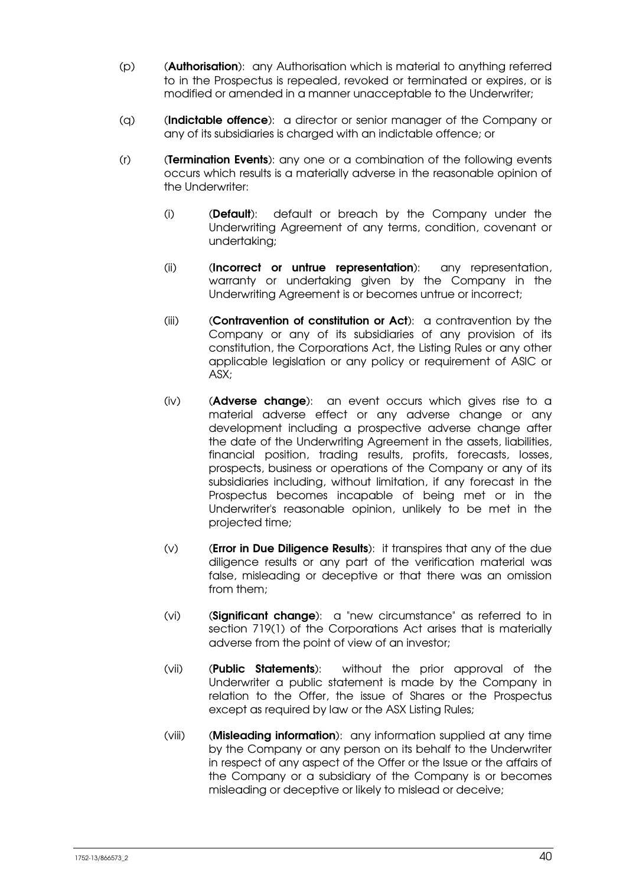(p) (**Authorisation**): any Authorisation which is material to anything referred to in the Prospectus is repealed, revoked or terminated or expires, or is modified or amended in a manner unacceptable to the Underwriter;

(q) (**Indictable offence**): a director or senior manager of the Company or any of its subsidiaries is charged with an indictable offence; or

(r) (**Termination Events**): any one or a combination of the following events occurs which results is a materially adverse in the reasonable opinion of the Underwriter:

(i) (**Default**): default or breach by the Company under the Underwriting Agreement of any terms, condition, covenant or undertaking;

(ii) (**Incorrect or untrue representation**): any representation, warranty or undertaking given by the Company in the Underwriting Agreement is or becomes untrue or incorrect;

(iii) (**Contravention of constitution or Act**): a contravention by the Company or any of its subsidiaries of any provision of its constitution, the Corporations Act, the Listing Rules or any other applicable legislation or any policy or requirement of ASIC or ASX;

(iv) (**Adverse change**): an event occurs which gives rise to a material adverse effect or any adverse change or any development including a prospective adverse change after the date of the Underwriting Agreement in the assets, liabilities, financial position, trading results, profits, forecasts, losses, prospects, business or operations of the Company or any of its subsidiaries including, without limitation, if any forecast in the Prospectus becomes incapable of being met or in the Underwriter's reasonable opinion, unlikely to be met in the projected time;

(v) (**Error in Due Diligence Results**): it transpires that any of the due diligence results or any part of the verification material was false, misleading or deceptive or that there was an omission from them;

(vi) (**Significant change**): a "new circumstance" as referred to in section 719(1) of the Corporations Act arises that is materially adverse from the point of view of an investor;

(vii) (**Public Statements**): without the prior approval of the Underwriter a public statement is made by the Company in relation to the Offer, the issue of Shares or the Prospectus except as required by law or the ASX Listing Rules;

(viii) (**Misleading information**): any information supplied at any time by the Company or any person on its behalf to the Underwriter in respect of any aspect of the Offer or the Issue or the affairs of the Company or a subsidiary of the Company is or becomes misleading or deceptive or likely to mislead or deceive;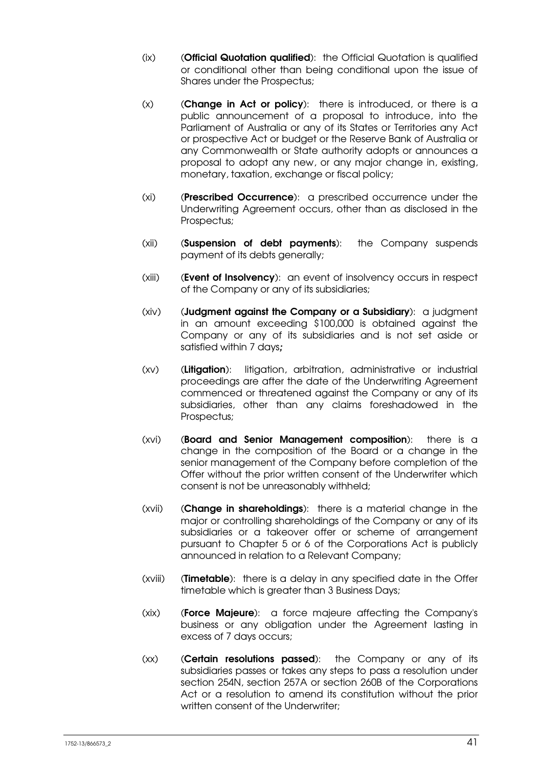(ix) (**Official Quotation qualified**): the Official Quotation is qualified or conditional other than being conditional upon the issue of Shares under the Prospectus;

(x) (**Change in Act or policy**): there is introduced, or there is a public announcement of a proposal to introduce, into the Parliament of Australia or any of its States or Territories any Act or prospective Act or budget or the Reserve Bank of Australia or any Commonwealth or State authority adopts or announces a proposal to adopt any new, or any major change in, existing, monetary, taxation, exchange or fiscal policy;

(xi) (**Prescribed Occurrence**): a prescribed occurrence under the Underwriting Agreement occurs, other than as disclosed in the Prospectus;

(xii) (**Suspension of debt payments**): the Company suspends payment of its debts generally;

(xiii) (**Event of Insolvency**): an event of insolvency occurs in respect of the Company or any of its subsidiaries;

(xiv) (**Judgment against the Company or a Subsidiary**): a judgment in an amount exceeding $100,000 is obtained against the Company or any of its subsidiaries and is not set aside or satisfied within 7 days**;**

(xv) (**Litigation**): litigation, arbitration, administrative or industrial proceedings are after the date of the Underwriting Agreement commenced or threatened against the Company or any of its subsidiaries, other than any claims foreshadowed in the Prospectus;

(xvi) (**Board and Senior Management composition**): there is a change in the composition of the Board or a change in the senior management of the Company before completion of the Offer without the prior written consent of the Underwriter which consent is not be unreasonably withheld;

(xvii) (**Change in shareholdings**): there is a material change in the major or controlling shareholdings of the Company or any of its subsidiaries or a takeover offer or scheme of arrangement pursuant to Chapter 5 or 6 of the Corporations Act is publicly announced in relation to a Relevant Company;

(xviii) (**Timetable**): there is a delay in any specified date in the Offer timetable which is greater than 3 Business Days;

(xix) (**Force Majeure**): a force majeure affecting the Company's business or any obligation under the Agreement lasting in excess of 7 days occurs;

(xx) (**Certain resolutions passed**): the Company or any of its subsidiaries passes or takes any steps to pass a resolution under section 254N, section 257A or section 260B of the Corporations Act or a resolution to amend its constitution without the prior written consent of the Underwriter;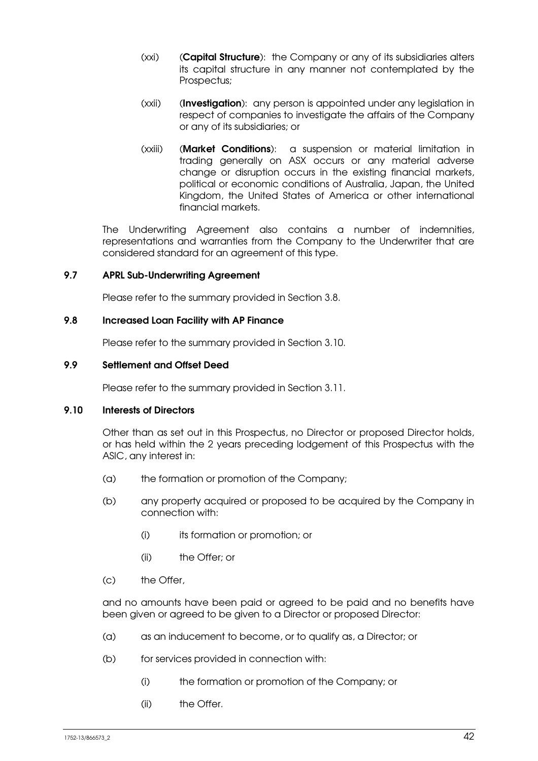(xxi) (**Capital Structure**): the Company or any of its subsidiaries alters its capital structure in any manner not contemplated by the Prospectus;

(xxii) (**Investigation**): any person is appointed under any legislation in respect of companies to investigate the affairs of the Company or any of its subsidiaries; or

(xxiii) (**Market Conditions**): a suspension or material limitation in trading generally on ASX occurs or any material adverse change or disruption occurs in the existing financial markets, political or economic conditions of Australia, Japan, the United Kingdom, the United States of America or other international financial markets.

The Underwriting Agreement also contains a number of indemnities, representations and warranties from the Company to the Underwriter that are considered standard for an agreement of this type.

### 9.7 APRL Sub-Underwriting Agreement

Please refer to the summary provided in Section 3.8.

### 9.8 Increased Loan Facility with AP Finance

Please refer to the summary provided in Section 3.10.

### 9.9 Settlement and Offset Deed

Please refer to the summary provided in Section 3.11.

### 9.10 Interests of Directors

Other than as set out in this Prospectus, no Director or proposed Director holds, or has held within the 2 years preceding lodgement of this Prospectus with the ASIC, any interest in:

(a) the formation or promotion of the Company;

(b) any property acquired or proposed to be acquired by the Company in connection with:

    (i) its formation or promotion; or

    (ii) the Offer; or

(c) the Offer,

and no amounts have been paid or agreed to be paid and no benefits have been given or agreed to be given to a Director or proposed Director:

(a) as an inducement to become, or to qualify as, a Director; or

(b) for services provided in connection with:

    (i) the formation or promotion of the Company; or

    (ii) the Offer.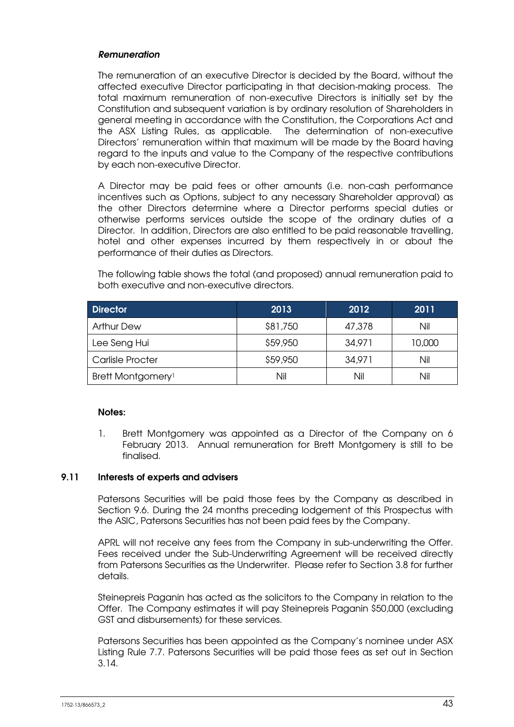### *Remuneration*

The remuneration of an executive Director is decided by the Board, without the affected executive Director participating in that decision-making process. The total maximum remuneration of non-executive Directors is initially set by the Constitution and subsequent variation is by ordinary resolution of Shareholders in general meeting in accordance with the Constitution, the Corporations Act and the ASX Listing Rules, as applicable. The determination of non-executive Directors' remuneration within that maximum will be made by the Board having regard to the inputs and value to the Company of the respective contributions by each non-executive Director.

A Director may be paid fees or other amounts (i.e. non-cash performance incentives such as Options, subject to any necessary Shareholder approval) as the other Directors determine where a Director performs special duties or otherwise performs services outside the scope of the ordinary duties of a Director. In addition, Directors are also entitled to be paid reasonable travelling, hotel and other expenses incurred by them respectively in or about the performance of their duties as Directors.

The following table shows the total (and proposed) annual remuneration paid to both executive and non-executive directors.

| Director | 2013 | 2012 | 2011 |
|---|---|---|---|
| Arthur Dew | $81,750 | 47,378 | Nil |
| Lee Seng Hui | $59,950 | 34,971 | 10,000 |
| Carlisle Procter | $59,950 | 34,971 | Nil |
| Brett Montgomery[1] | Nil | Nil | Nil |

**Notes:**

1. Brett Montgomery was appointed as a Director of the Company on 6 February 2013. Annual remuneration for Brett Montgomery is still to be finalised.

## 9.11 Interests of experts and advisers

Patersons Securities will be paid those fees by the Company as described in Section 9.6. During the 24 months preceding lodgement of this Prospectus with the ASIC, Patersons Securities has not been paid fees by the Company.

APRL will not receive any fees from the Company in sub-underwriting the Offer. Fees received under the Sub-Underwriting Agreement will be received directly from Patersons Securities as the Underwriter. Please refer to Section 3.8 for further details.

Steinepreis Paganin has acted as the solicitors to the Company in relation to the Offer. The Company estimates it will pay Steinepreis Paganin $50,000 (excluding GST and disbursements) for these services.

Patersons Securities has been appointed as the Company's nominee under ASX Listing Rule 7.7. Patersons Securities will be paid those fees as set out in Section 3.14.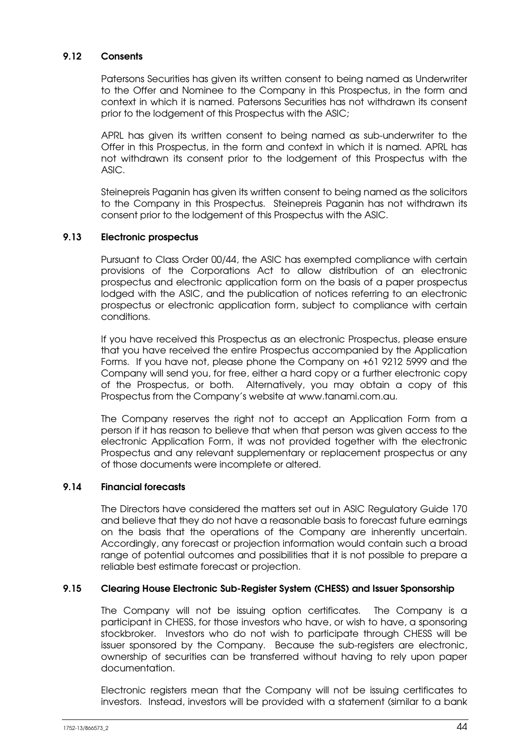### 9.12 Consents

Patersons Securities has given its written consent to being named as Underwriter to the Offer and Nominee to the Company in this Prospectus, in the form and context in which it is named. Patersons Securities has not withdrawn its consent prior to the lodgement of this Prospectus with the ASIC;

APRL has given its written consent to being named as sub-underwriter to the Offer in this Prospectus, in the form and context in which it is named. APRL has not withdrawn its consent prior to the lodgement of this Prospectus with the ASIC.

Steinepreis Paganin has given its written consent to being named as the solicitors to the Company in this Prospectus. Steinepreis Paganin has not withdrawn its consent prior to the lodgement of this Prospectus with the ASIC.

### 9.13 Electronic prospectus

Pursuant to Class Order 00/44, the ASIC has exempted compliance with certain provisions of the Corporations Act to allow distribution of an electronic prospectus and electronic application form on the basis of a paper prospectus lodged with the ASIC, and the publication of notices referring to an electronic prospectus or electronic application form, subject to compliance with certain conditions.

If you have received this Prospectus as an electronic Prospectus, please ensure that you have received the entire Prospectus accompanied by the Application Forms. If you have not, please phone the Company on +61 9212 5999 and the Company will send you, for free, either a hard copy or a further electronic copy of the Prospectus, or both. Alternatively, you may obtain a copy of this Prospectus from the Company's website at www.tanami.com.au.

The Company reserves the right not to accept an Application Form from a person if it has reason to believe that when that person was given access to the electronic Application Form, it was not provided together with the electronic Prospectus and any relevant supplementary or replacement prospectus or any of those documents were incomplete or altered.

### 9.14 Financial forecasts

The Directors have considered the matters set out in ASIC Regulatory Guide 170 and believe that they do not have a reasonable basis to forecast future earnings on the basis that the operations of the Company are inherently uncertain. Accordingly, any forecast or projection information would contain such a broad range of potential outcomes and possibilities that it is not possible to prepare a reliable best estimate forecast or projection.

### 9.15 Clearing House Electronic Sub-Register System (CHESS) and Issuer Sponsorship

The Company will not be issuing option certificates. The Company is a participant in CHESS, for those investors who have, or wish to have, a sponsoring stockbroker. Investors who do not wish to participate through CHESS will be issuer sponsored by the Company. Because the sub-registers are electronic, ownership of securities can be transferred without having to rely upon paper documentation.

Electronic registers mean that the Company will not be issuing certificates to investors. Instead, investors will be provided with a statement (similar to a bank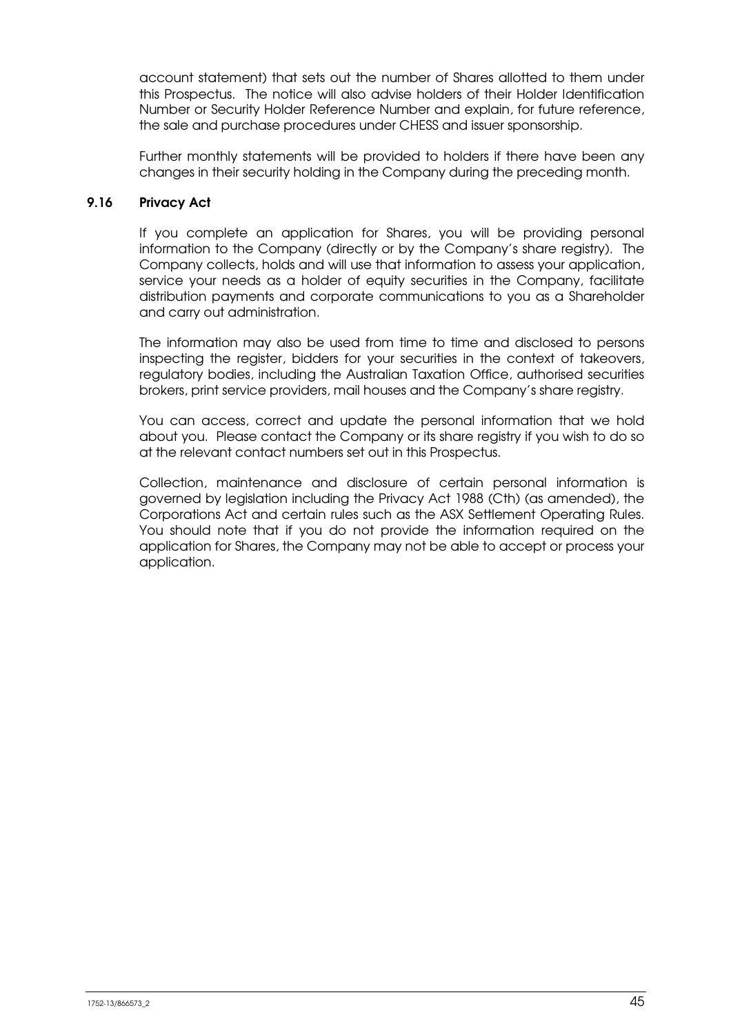account statement) that sets out the number of Shares allotted to them under this Prospectus. The notice will also advise holders of their Holder Identification Number or Security Holder Reference Number and explain, for future reference, the sale and purchase procedures under CHESS and issuer sponsorship.

Further monthly statements will be provided to holders if there have been any changes in their security holding in the Company during the preceding month.

### 9.16 Privacy Act

If you complete an application for Shares, you will be providing personal information to the Company (directly or by the Company's share registry). The Company collects, holds and will use that information to assess your application, service your needs as a holder of equity securities in the Company, facilitate distribution payments and corporate communications to you as a Shareholder and carry out administration.

The information may also be used from time to time and disclosed to persons inspecting the register, bidders for your securities in the context of takeovers, regulatory bodies, including the Australian Taxation Office, authorised securities brokers, print service providers, mail houses and the Company's share registry.

You can access, correct and update the personal information that we hold about you. Please contact the Company or its share registry if you wish to do so at the relevant contact numbers set out in this Prospectus.

Collection, maintenance and disclosure of certain personal information is governed by legislation including the Privacy Act 1988 (Cth) (as amended), the Corporations Act and certain rules such as the ASX Settlement Operating Rules. You should note that if you do not provide the information required on the application for Shares, the Company may not be able to accept or process your application.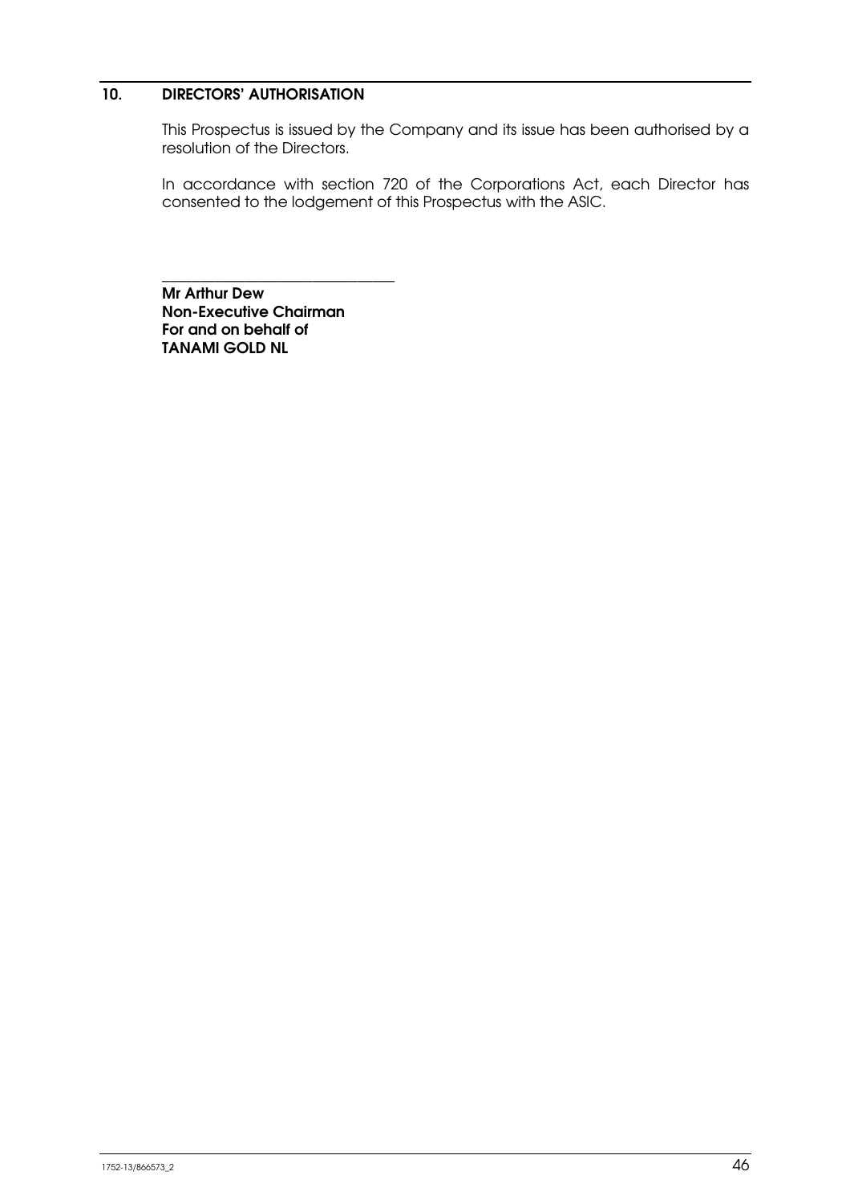## 10. DIRECTORS' AUTHORISATION

This Prospectus is issued by the Company and its issue has been authorised by a resolution of the Directors.

In accordance with section 720 of the Corporations Act, each Director has consented to the lodgement of this Prospectus with the ASIC.

_______________________________

**Mr Arthur Dew**
**Non-Executive Chairman**
**For and on behalf of**
**TANAMI GOLD NL**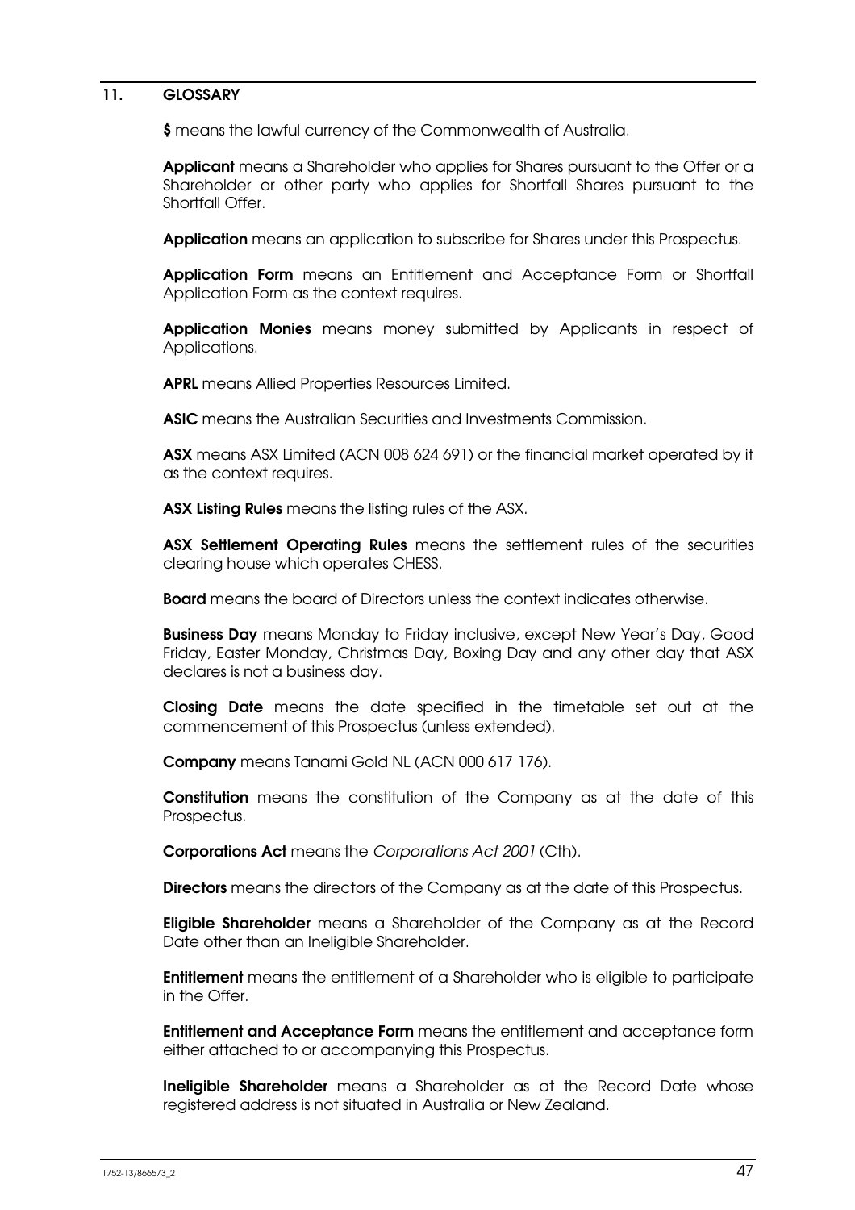## 11. GLOSSARY

**$** means the lawful currency of the Commonwealth of Australia.

**Applicant** means a Shareholder who applies for Shares pursuant to the Offer or a Shareholder or other party who applies for Shortfall Shares pursuant to the Shortfall Offer.

**Application** means an application to subscribe for Shares under this Prospectus.

**Application Form** means an Entitlement and Acceptance Form or Shortfall Application Form as the context requires.

**Application Monies** means money submitted by Applicants in respect of Applications.

**APRL** means Allied Properties Resources Limited.

**ASIC** means the Australian Securities and Investments Commission.

**ASX** means ASX Limited (ACN 008 624 691) or the financial market operated by it as the context requires.

**ASX Listing Rules** means the listing rules of the ASX.

**ASX Settlement Operating Rules** means the settlement rules of the securities clearing house which operates CHESS.

**Board** means the board of Directors unless the context indicates otherwise.

**Business Day** means Monday to Friday inclusive, except New Year's Day, Good Friday, Easter Monday, Christmas Day, Boxing Day and any other day that ASX declares is not a business day.

**Closing Date** means the date specified in the timetable set out at the commencement of this Prospectus (unless extended).

**Company** means Tanami Gold NL (ACN 000 617 176).

**Constitution** means the constitution of the Company as at the date of this Prospectus.

**Corporations Act** means the *Corporations Act 2001* (Cth).

**Directors** means the directors of the Company as at the date of this Prospectus.

**Eligible Shareholder** means a Shareholder of the Company as at the Record Date other than an Ineligible Shareholder.

**Entitlement** means the entitlement of a Shareholder who is eligible to participate in the Offer.

**Entitlement and Acceptance Form** means the entitlement and acceptance form either attached to or accompanying this Prospectus.

**Ineligible Shareholder** means a Shareholder as at the Record Date whose registered address is not situated in Australia or New Zealand.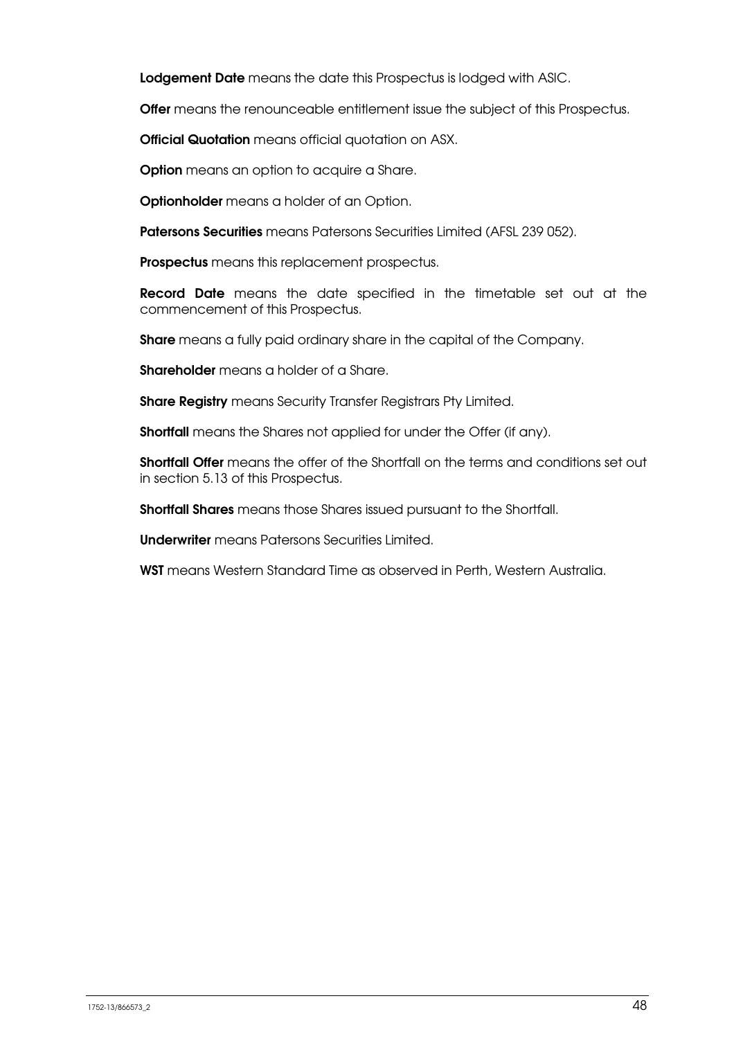**Lodgement Date** means the date this Prospectus is lodged with ASIC.

**Offer** means the renounceable entitlement issue the subject of this Prospectus.

**Official Quotation** means official quotation on ASX.

**Option** means an option to acquire a Share.

**Optionholder** means a holder of an Option.

**Patersons Securities** means Patersons Securities Limited (AFSL 239 052).

**Prospectus** means this replacement prospectus.

**Record Date** means the date specified in the timetable set out at the commencement of this Prospectus.

**Share** means a fully paid ordinary share in the capital of the Company.

**Shareholder** means a holder of a Share.

**Share Registry** means Security Transfer Registrars Pty Limited.

**Shortfall** means the Shares not applied for under the Offer (if any).

**Shortfall Offer** means the offer of the Shortfall on the terms and conditions set out in section 5.13 of this Prospectus.

**Shortfall Shares** means those Shares issued pursuant to the Shortfall.

**Underwriter** means Patersons Securities Limited.

**WST** means Western Standard Time as observed in Perth, Western Australia.